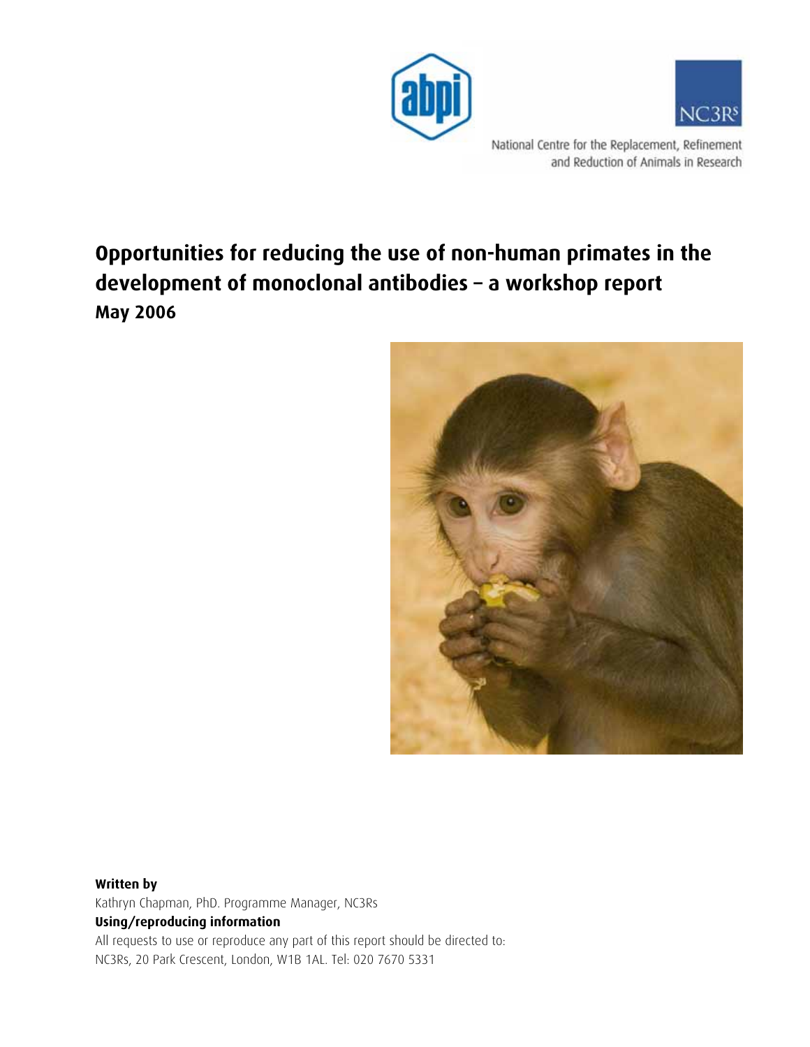National Centre for the Replacement, Refinement and Reduction of Animals in Research

# Opportunities for reducing the use of non-human primates in the development of monoclonal antibodies – a workshop report

**May 2006**

**Written by**

Kathryn Chapman, PhD. Programme Manager, NC3Rs

**Using/reproducing information**

All requests to use or reproduce any part of this report should be directed to:
NC3Rs, 20 Park Crescent, London, W1B 1AL. Tel: 020 7670 5331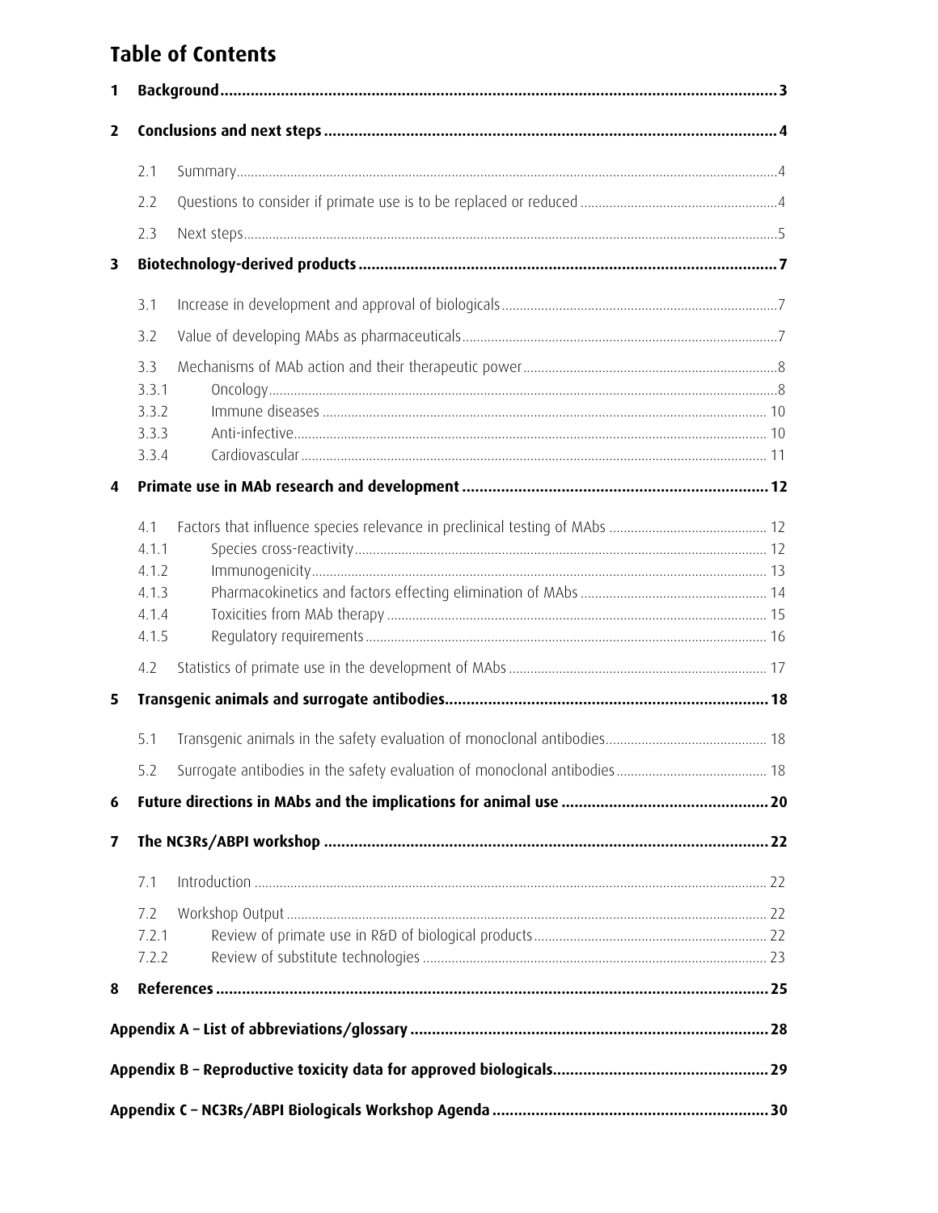# Table of Contents

| | | |
|---|---|---|
| **1** | **Background** | **3** |
| **2** | **Conclusions and next steps** | **4** |
| 2.1 | Summary | 4 |
| 2.2 | Questions to consider if primate use is to be replaced or reduced | 4 |
| 2.3 | Next steps | 5 |
| **3** | **Biotechnology-derived products** | **7** |
| 3.1 | Increase in development and approval of biologicals | 7 |
| 3.2 | Value of developing MAbs as pharmaceuticals | 7 |
| 3.3 | Mechanisms of MAb action and their therapeutic power | 8 |
| 3.3.1 | Oncology | 8 |
| 3.3.2 | Immune diseases | 10 |
| 3.3.3 | Anti-infective | 10 |
| 3.3.4 | Cardiovascular | 11 |
| **4** | **Primate use in MAb research and development** | **12** |
| 4.1 | Factors that influence species relevance in preclinical testing of MAbs | 12 |
| 4.1.1 | Species cross-reactivity | 12 |
| 4.1.2 | Immunogenicity | 13 |
| 4.1.3 | Pharmacokinetics and factors effecting elimination of MAbs | 14 |
| 4.1.4 | Toxicities from MAb therapy | 15 |
| 4.1.5 | Regulatory requirements | 16 |
| 4.2 | Statistics of primate use in the development of MAbs | 17 |
| **5** | **Transgenic animals and surrogate antibodies** | **18** |
| 5.1 | Transgenic animals in the safety evaluation of monoclonal antibodies | 18 |
| 5.2 | Surrogate antibodies in the safety evaluation of monoclonal antibodies | 18 |
| **6** | **Future directions in MAbs and the implications for animal use** | **20** |
| **7** | **The NC3Rs/ABPI workshop** | **22** |
| 7.1 | Introduction | 22 |
| 7.2 | Workshop Output | 22 |
| 7.2.1 | Review of primate use in R&D of biological products | 22 |
| 7.2.2 | Review of substitute technologies | 23 |
| **8** | **References** | **25** |
| | **Appendix A – List of abbreviations/glossary** | **28** |
| | **Appendix B – Reproductive toxicity data for approved biologicals** | **29** |
| | **Appendix C – NC3Rs/ABPI Biologicals Workshop Agenda** | **30** |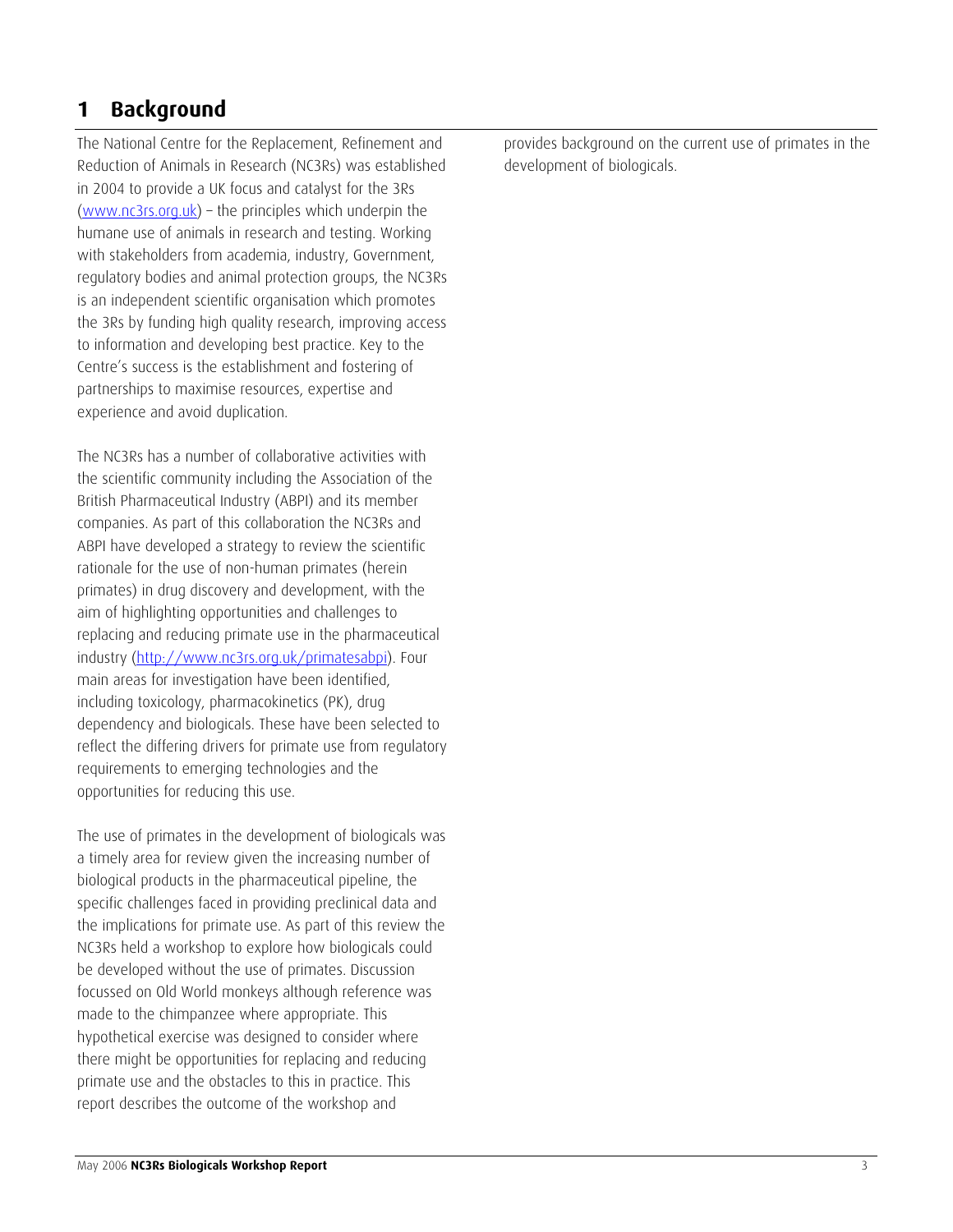# 1 Background

The National Centre for the Replacement, Refinement and Reduction of Animals in Research (NC3Rs) was established in 2004 to provide a UK focus and catalyst for the 3Rs (www.nc3rs.org.uk) – the principles which underpin the humane use of animals in research and testing. Working with stakeholders from academia, industry, Government, regulatory bodies and animal protection groups, the NC3Rs is an independent scientific organisation which promotes the 3Rs by funding high quality research, improving access to information and developing best practice. Key to the Centre's success is the establishment and fostering of partnerships to maximise resources, expertise and experience and avoid duplication.

The NC3Rs has a number of collaborative activities with the scientific community including the Association of the British Pharmaceutical Industry (ABPI) and its member companies. As part of this collaboration the NC3Rs and ABPI have developed a strategy to review the scientific rationale for the use of non-human primates (herein primates) in drug discovery and development, with the aim of highlighting opportunities and challenges to replacing and reducing primate use in the pharmaceutical industry (http://www.nc3rs.org.uk/primatesabpi). Four main areas for investigation have been identified, including toxicology, pharmacokinetics (PK), drug dependency and biologicals. These have been selected to reflect the differing drivers for primate use from regulatory requirements to emerging technologies and the opportunities for reducing this use.

The use of primates in the development of biologicals was a timely area for review given the increasing number of biological products in the pharmaceutical pipeline, the specific challenges faced in providing preclinical data and the implications for primate use. As part of this review the NC3Rs held a workshop to explore how biologicals could be developed without the use of primates. Discussion focussed on Old World monkeys although reference was made to the chimpanzee where appropriate. This hypothetical exercise was designed to consider where there might be opportunities for replacing and reducing primate use and the obstacles to this in practice. This report describes the outcome of the workshop and provides background on the current use of primates in the development of biologicals.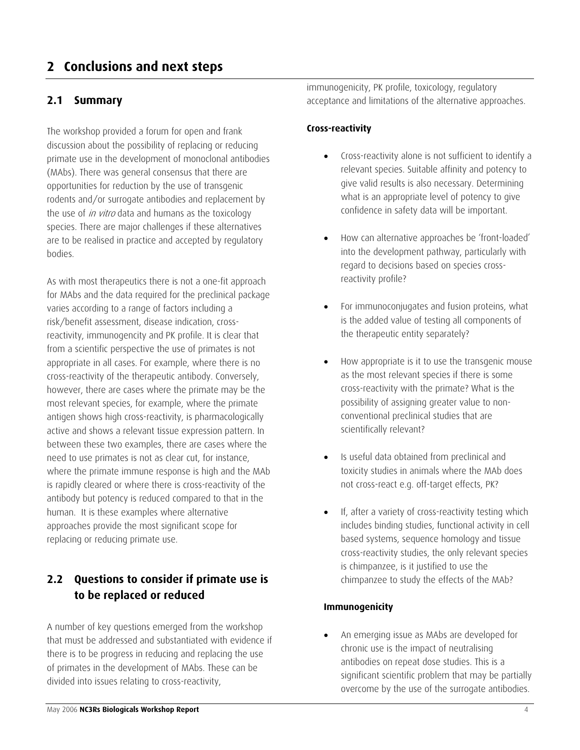# 2 Conclusions and next steps

## 2.1 Summary

The workshop provided a forum for open and frank discussion about the possibility of replacing or reducing primate use in the development of monoclonal antibodies (MAbs). There was general consensus that there are opportunities for reduction by the use of transgenic rodents and/or surrogate antibodies and replacement by the use of *in vitro* data and humans as the toxicology species. There are major challenges if these alternatives are to be realised in practice and accepted by regulatory bodies.

As with most therapeutics there is not a one-fit approach for MAbs and the data required for the preclinical package varies according to a range of factors including a risk/benefit assessment, disease indication, cross-reactivity, immunogencity and PK profile. It is clear that from a scientific perspective the use of primates is not appropriate in all cases. For example, where there is no cross-reactivity of the therapeutic antibody. Conversely, however, there are cases where the primate may be the most relevant species, for example, where the primate antigen shows high cross-reactivity, is pharmacologically active and shows a relevant tissue expression pattern. In between these two examples, there are cases where the need to use primates is not as clear cut, for instance, where the primate immune response is high and the MAb is rapidly cleared or where there is cross-reactivity of the antibody but potency is reduced compared to that in the human. It is these examples where alternative approaches provide the most significant scope for replacing or reducing primate use.

## 2.2 Questions to consider if primate use is to be replaced or reduced

A number of key questions emerged from the workshop that must be addressed and substantiated with evidence if there is to be progress in reducing and replacing the use of primates in the development of MAbs. These can be divided into issues relating to cross-reactivity, immunogenicity, PK profile, toxicology, regulatory acceptance and limitations of the alternative approaches.

#### Cross-reactivity

- Cross-reactivity alone is not sufficient to identify a relevant species. Suitable affinity and potency to give valid results is also necessary. Determining what is an appropriate level of potency to give confidence in safety data will be important.
- How can alternative approaches be 'front-loaded' into the development pathway, particularly with regard to decisions based on species cross-reactivity profile?
- For immunoconjugates and fusion proteins, what is the added value of testing all components of the therapeutic entity separately?
- How appropriate is it to use the transgenic mouse as the most relevant species if there is some cross-reactivity with the primate? What is the possibility of assigning greater value to non-conventional preclinical studies that are scientifically relevant?
- Is useful data obtained from preclinical and toxicity studies in animals where the MAb does not cross-react e.g. off-target effects, PK?
- If, after a variety of cross-reactivity testing which includes binding studies, functional activity in cell based systems, sequence homology and tissue cross-reactivity studies, the only relevant species is chimpanzee, is it justified to use the chimpanzee to study the effects of the MAb?

#### Immunogenicity

- An emerging issue as MAbs are developed for chronic use is the impact of neutralising antibodies on repeat dose studies. This is a significant scientific problem that may be partially overcome by the use of the surrogate antibodies.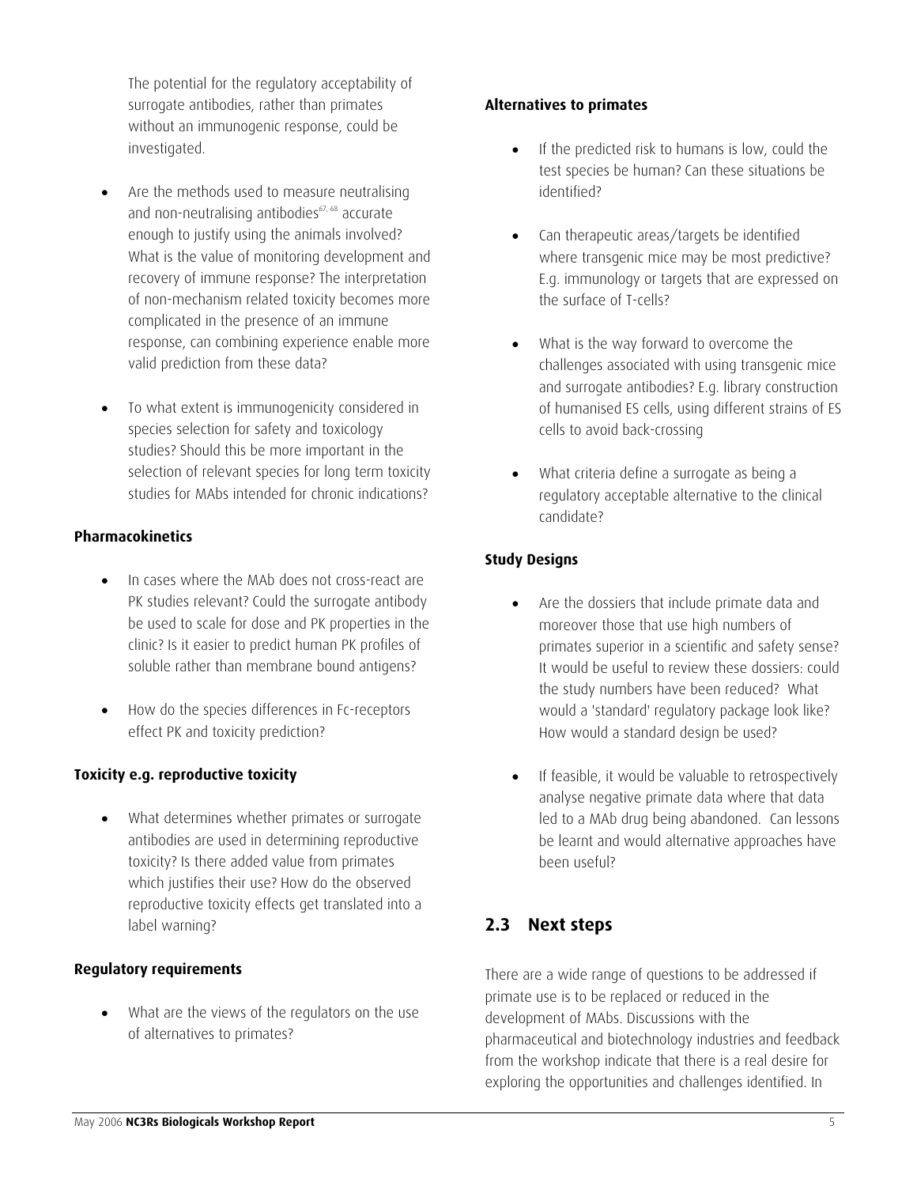The potential for the regulatory acceptability of surrogate antibodies, rather than primates without an immunogenic response, could be investigated.

- Are the methods used to measure neutralising and non-neutralising antibodies[67, 68] accurate enough to justify using the animals involved? What is the value of monitoring development and recovery of immune response? The interpretation of non-mechanism related toxicity becomes more complicated in the presence of an immune response, can combining experience enable more valid prediction from these data?

- To what extent is immunogenicity considered in species selection for safety and toxicology studies? Should this be more important in the selection of relevant species for long term toxicity studies for MAbs intended for chronic indications?

**Pharmacokinetics**

- In cases where the MAb does not cross-react are PK studies relevant? Could the surrogate antibody be used to scale for dose and PK properties in the clinic? Is it easier to predict human PK profiles of soluble rather than membrane bound antigens?

- How do the species differences in Fc-receptors effect PK and toxicity prediction?

**Toxicity e.g. reproductive toxicity**

- What determines whether primates or surrogate antibodies are used in determining reproductive toxicity? Is there added value from primates which justifies their use? How do the observed reproductive toxicity effects get translated into a label warning?

**Regulatory requirements**

- What are the views of the regulators on the use of alternatives to primates?

**Alternatives to primates**

- If the predicted risk to humans is low, could the test species be human? Can these situations be identified?

- Can therapeutic areas/targets be identified where transgenic mice may be most predictive? E.g. immunology or targets that are expressed on the surface of T-cells?

- What is the way forward to overcome the challenges associated with using transgenic mice and surrogate antibodies? E.g. library construction of humanised ES cells, using different strains of ES cells to avoid back-crossing

- What criteria define a surrogate as being a regulatory acceptable alternative to the clinical candidate?

**Study Designs**

- Are the dossiers that include primate data and moreover those that use high numbers of primates superior in a scientific and safety sense? It would be useful to review these dossiers: could the study numbers have been reduced? What would a 'standard' regulatory package look like? How would a standard design be used?

- If feasible, it would be valuable to retrospectively analyse negative primate data where that data led to a MAb drug being abandoned. Can lessons be learnt and would alternative approaches have been useful?

## 2.3 Next steps

There are a wide range of questions to be addressed if primate use is to be replaced or reduced in the development of MAbs. Discussions with the pharmaceutical and biotechnology industries and feedback from the workshop indicate that there is a real desire for exploring the opportunities and challenges identified. In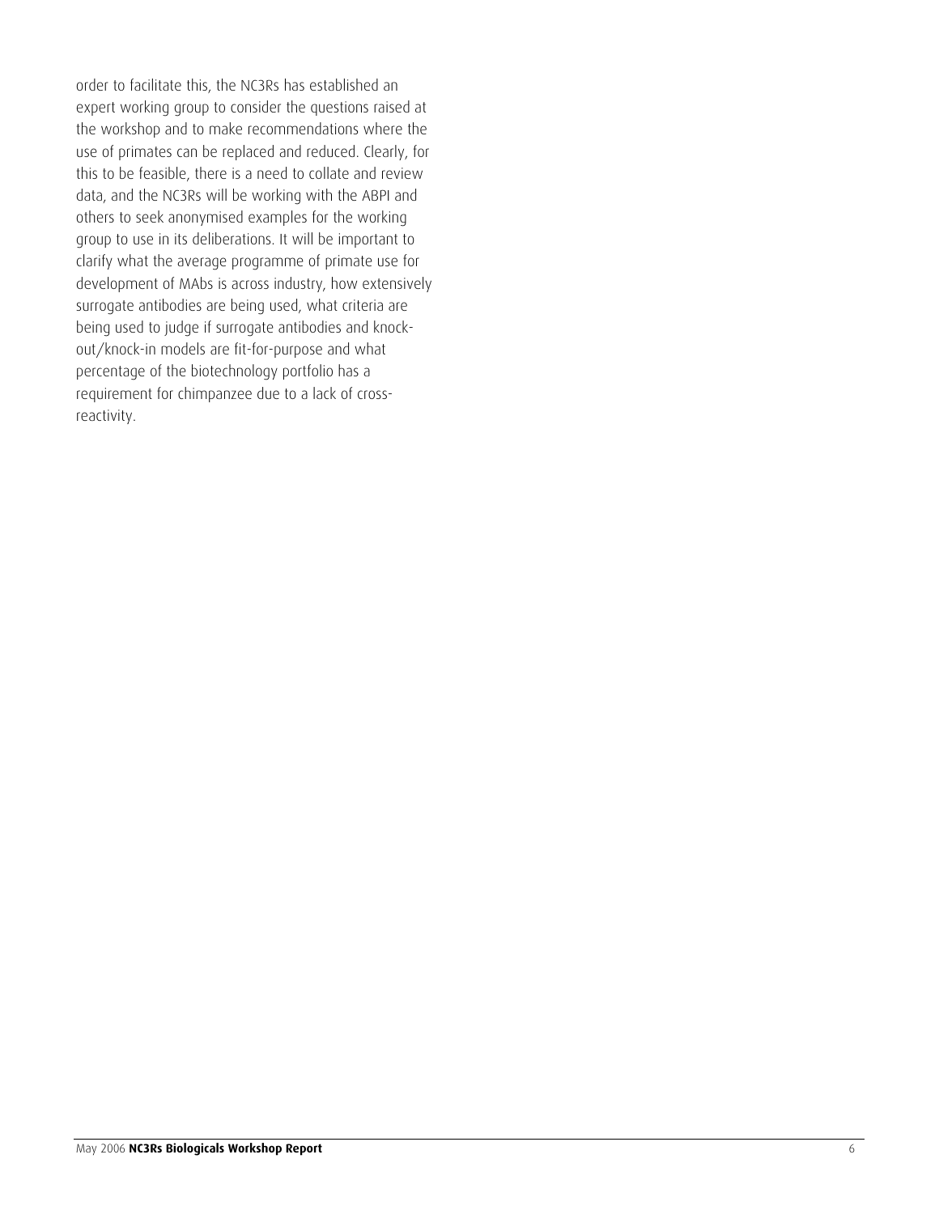order to facilitate this, the NC3Rs has established an expert working group to consider the questions raised at the workshop and to make recommendations where the use of primates can be replaced and reduced. Clearly, for this to be feasible, there is a need to collate and review data, and the NC3Rs will be working with the ABPI and others to seek anonymised examples for the working group to use in its deliberations. It will be important to clarify what the average programme of primate use for development of MAbs is across industry, how extensively surrogate antibodies are being used, what criteria are being used to judge if surrogate antibodies and knock-out/knock-in models are fit-for-purpose and what percentage of the biotechnology portfolio has a requirement for chimpanzee due to a lack of cross-reactivity.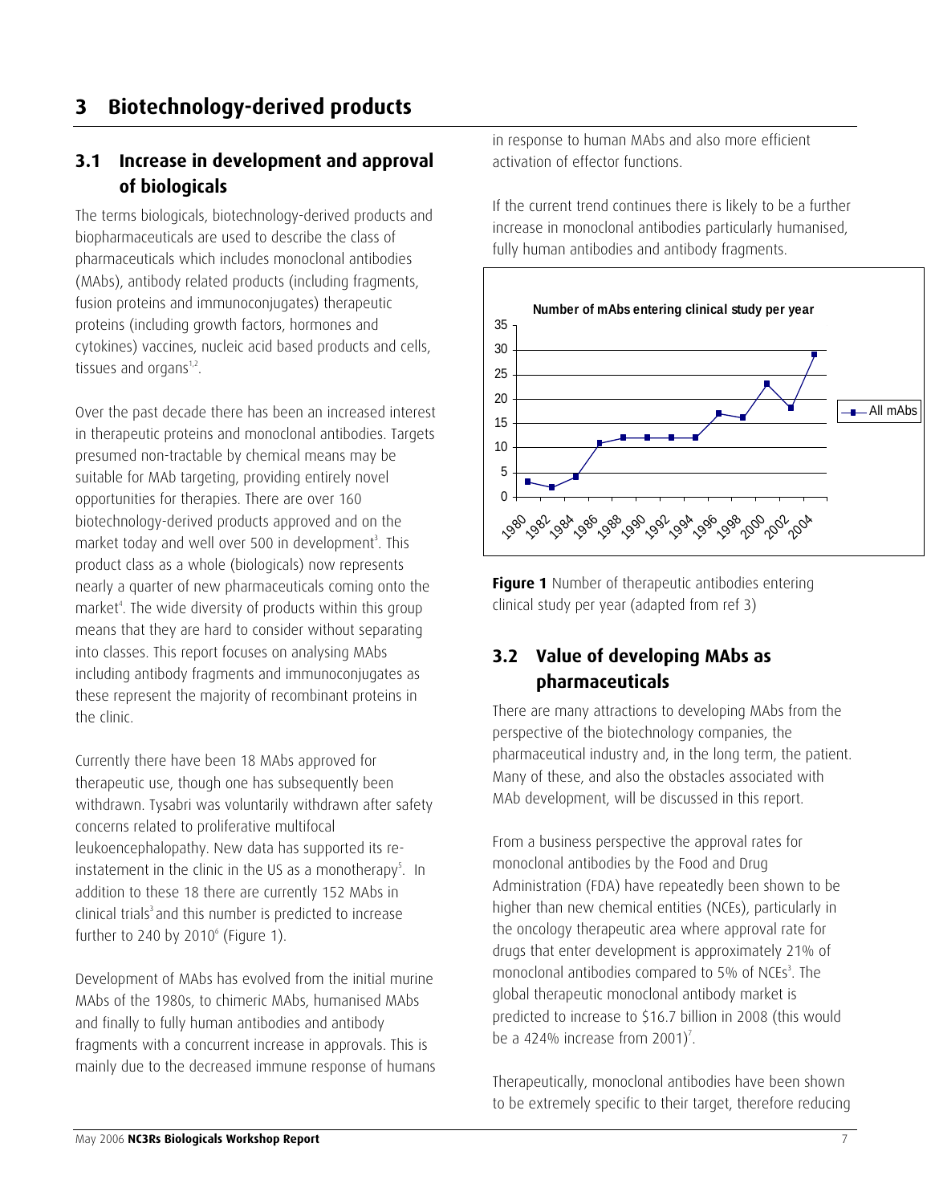# 3 Biotechnology-derived products

## 3.1 Increase in development and approval of biologicals

The terms biologicals, biotechnology-derived products and biopharmaceuticals are used to describe the class of pharmaceuticals which includes monoclonal antibodies (MAbs), antibody related products (including fragments, fusion proteins and immunoconjugates) therapeutic proteins (including growth factors, hormones and cytokines) vaccines, nucleic acid based products and cells, tissues and organs[1,2].

Over the past decade there has been an increased interest in therapeutic proteins and monoclonal antibodies. Targets presumed non-tractable by chemical means may be suitable for MAb targeting, providing entirely novel opportunities for therapies. There are over 160 biotechnology-derived products approved and on the market today and well over 500 in development[3]. This product class as a whole (biologicals) now represents nearly a quarter of new pharmaceuticals coming onto the market[4]. The wide diversity of products within this group means that they are hard to consider without separating into classes. This report focuses on analysing MAbs including antibody fragments and immunoconjugates as these represent the majority of recombinant proteins in the clinic.

Currently there have been 18 MAbs approved for therapeutic use, though one has subsequently been withdrawn. Tysabri was voluntarily withdrawn after safety concerns related to proliferative multifocal leukoencephalopathy. New data has supported its re-instatement in the clinic in the US as a monotherapy[5]. In addition to these 18 there are currently 152 MAbs in clinical trials[3] and this number is predicted to increase further to 240 by 2010[6] (Figure 1).

Development of MAbs has evolved from the initial murine MAbs of the 1980s, to chimeric MAbs, humanised MAbs and finally to fully human antibodies and antibody fragments with a concurrent increase in approvals. This is mainly due to the decreased immune response of humans in response to human MAbs and also more efficient activation of effector functions.

If the current trend continues there is likely to be a further increase in monoclonal antibodies particularly humanised, fully human antibodies and antibody fragments.

**Figure 1** Number of therapeutic antibodies entering clinical study per year (adapted from ref 3)

## 3.2 Value of developing MAbs as pharmaceuticals

There are many attractions to developing MAbs from the perspective of the biotechnology companies, the pharmaceutical industry and, in the long term, the patient. Many of these, and also the obstacles associated with MAb development, will be discussed in this report.

From a business perspective the approval rates for monoclonal antibodies by the Food and Drug Administration (FDA) have repeatedly been shown to be higher than new chemical entities (NCEs), particularly in the oncology therapeutic area where approval rate for drugs that enter development is approximately 21% of monoclonal antibodies compared to 5% of NCEs[3]. The global therapeutic monoclonal antibody market is predicted to increase to \$16.7 billion in 2008 (this would be a 424% increase from 2001)[7].

Therapeutically, monoclonal antibodies have been shown to be extremely specific to their target, therefore reducing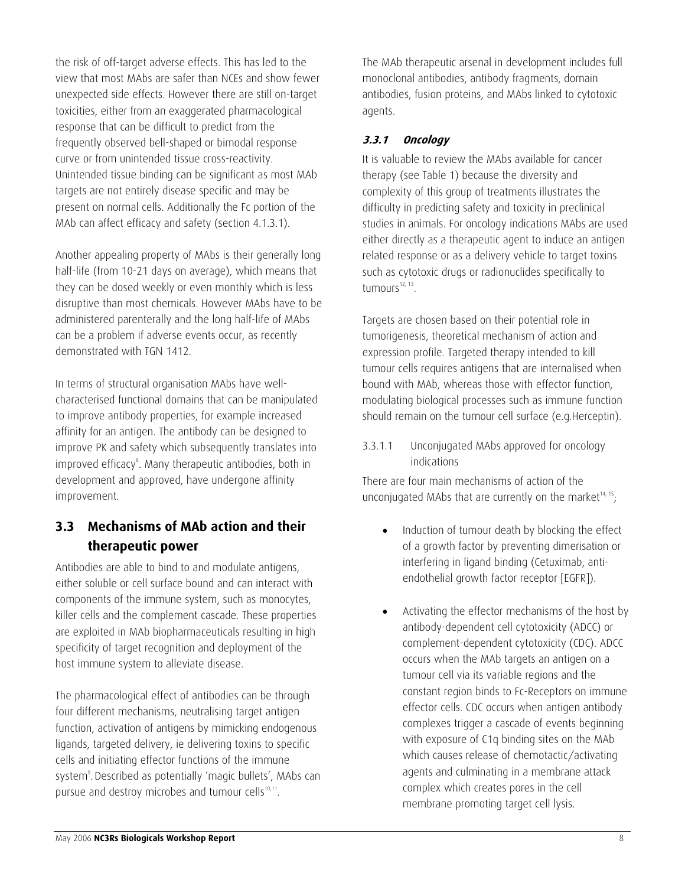the risk of off-target adverse effects. This has led to the view that most MAbs are safer than NCEs and show fewer unexpected side effects. However there are still on-target toxicities, either from an exaggerated pharmacological response that can be difficult to predict from the frequently observed bell-shaped or bimodal response curve or from unintended tissue cross-reactivity. Unintended tissue binding can be significant as most MAb targets are not entirely disease specific and may be present on normal cells. Additionally the Fc portion of the MAb can affect efficacy and safety (section 4.1.3.1).

Another appealing property of MAbs is their generally long half-life (from 10-21 days on average), which means that they can be dosed weekly or even monthly which is less disruptive than most chemicals. However MAbs have to be administered parenterally and the long half-life of MAbs can be a problem if adverse events occur, as recently demonstrated with TGN 1412.

In terms of structural organisation MAbs have well-characterised functional domains that can be manipulated to improve antibody properties, for example increased affinity for an antigen. The antibody can be designed to improve PK and safety which subsequently translates into improved efficacy[8]. Many therapeutic antibodies, both in development and approved, have undergone affinity improvement.

## 3.3 Mechanisms of MAb action and their therapeutic power

Antibodies are able to bind to and modulate antigens, either soluble or cell surface bound and can interact with components of the immune system, such as monocytes, killer cells and the complement cascade. These properties are exploited in MAb biopharmaceuticals resulting in high specificity of target recognition and deployment of the host immune system to alleviate disease.

The pharmacological effect of antibodies can be through four different mechanisms, neutralising target antigen function, activation of antigens by mimicking endogenous ligands, targeted delivery, ie delivering toxins to specific cells and initiating effector functions of the immune system[9]. Described as potentially 'magic bullets', MAbs can pursue and destroy microbes and tumour cells[10,11].

The MAb therapeutic arsenal in development includes full monoclonal antibodies, antibody fragments, domain antibodies, fusion proteins, and MAbs linked to cytotoxic agents.

### 3.3.1 Oncology

It is valuable to review the MAbs available for cancer therapy (see Table 1) because the diversity and complexity of this group of treatments illustrates the difficulty in predicting safety and toxicity in preclinical studies in animals. For oncology indications MAbs are used either directly as a therapeutic agent to induce an antigen related response or as a delivery vehicle to target toxins such as cytotoxic drugs or radionuclides specifically to tumours[12, 13].

Targets are chosen based on their potential role in tumorigenesis, theoretical mechanism of action and expression profile. Targeted therapy intended to kill tumour cells requires antigens that are internalised when bound with MAb, whereas those with effector function, modulating biological processes such as immune function should remain on the tumour cell surface (e.g.Herceptin).

#### 3.3.1.1 Unconjugated MAbs approved for oncology indications

There are four main mechanisms of action of the unconjugated MAbs that are currently on the market[14, 15];

- Induction of tumour death by blocking the effect of a growth factor by preventing dimerisation or interfering in ligand binding (Cetuximab, anti-endothelial growth factor receptor [EGFR]).

- Activating the effector mechanisms of the host by antibody-dependent cell cytotoxicity (ADCC) or complement-dependent cytotoxicity (CDC). ADCC occurs when the MAb targets an antigen on a tumour cell via its variable regions and the constant region binds to Fc-Receptors on immune effector cells. CDC occurs when antigen antibody complexes trigger a cascade of events beginning with exposure of C1q binding sites on the MAb which causes release of chemotactic/activating agents and culminating in a membrane attack complex which creates pores in the cell membrane promoting target cell lysis.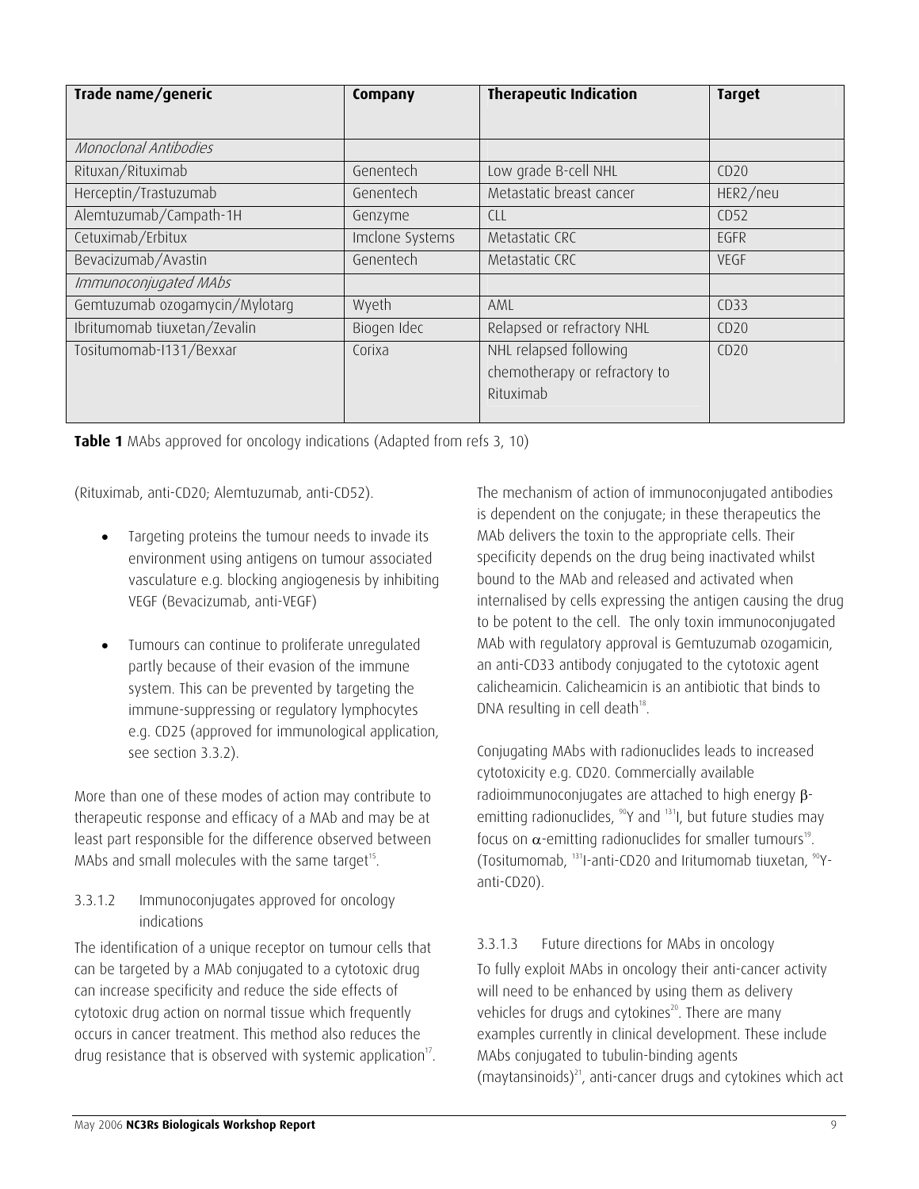| Trade name/generic | Company | Therapeutic Indication | Target |
|---|---|---|---|
| *Monoclonal Antibodies* | | | |
| Rituxan/Rituximab | Genentech | Low grade B-cell NHL | CD20 |
| Herceptin/Trastuzumab | Genentech | Metastatic breast cancer | HER2/neu |
| Alemtuzumab/Campath-1H | Genzyme | CLL | CD52 |
| Cetuximab/Erbitux | Imclone Systems | Metastatic CRC | EGFR |
| Bevacizumab/Avastin | Genentech | Metastatic CRC | VEGF |
| *Immunoconjugated MAbs* | | | |
| Gemtuzumab ozogamycin/Mylotarg | Wyeth | AML | CD33 |
| Ibritumomab tiuxetan/Zevalin | Biogen Idec | Relapsed or refractory NHL | CD20 |
| Tositumomab-I131/Bexxar | Corixa | NHL relapsed following chemotherapy or refractory to Rituximab | CD20 |

**Table 1** MAbs approved for oncology indications (Adapted from refs 3, 10)

(Rituximab, anti-CD20; Alemtuzumab, anti-CD52).

- Targeting proteins the tumour needs to invade its environment using antigens on tumour associated vasculature e.g. blocking angiogenesis by inhibiting VEGF (Bevacizumab, anti-VEGF)

- Tumours can continue to proliferate unregulated partly because of their evasion of the immune system. This can be prevented by targeting the immune-suppressing or regulatory lymphocytes e.g. CD25 (approved for immunological application, see section 3.3.2).

More than one of these modes of action may contribute to therapeutic response and efficacy of a MAb and may be at least part responsible for the difference observed between MAbs and small molecules with the same target[15].

### 3.3.1.2 Immunoconjugates approved for oncology indications

The identification of a unique receptor on tumour cells that can be targeted by a MAb conjugated to a cytotoxic drug can increase specificity and reduce the side effects of cytotoxic drug action on normal tissue which frequently occurs in cancer treatment. This method also reduces the drug resistance that is observed with systemic application[17].

The mechanism of action of immunoconjugated antibodies is dependent on the conjugate; in these therapeutics the MAb delivers the toxin to the appropriate cells. Their specificity depends on the drug being inactivated whilst bound to the MAb and released and activated when internalised by cells expressing the antigen causing the drug to be potent to the cell. The only toxin immunoconjugated MAb with regulatory approval is Gemtuzumab ozogamicin, an anti-CD33 antibody conjugated to the cytotoxic agent calicheamicin. Calicheamicin is an antibiotic that binds to DNA resulting in cell death[18].

Conjugating MAbs with radionuclides leads to increased cytotoxicity e.g. CD20. Commercially available radioimmunoconjugates are attached to high energy $\beta$-emitting radionuclides, $^{90}$Y and $^{131}$I, but future studies may focus on $\alpha$-emitting radionuclides for smaller tumours[19]. (Tositumomab, $^{131}$I-anti-CD20 and Iritumomab tiuxetan, $^{90}$Y-anti-CD20).

### 3.3.1.3 Future directions for MAbs in oncology

To fully exploit MAbs in oncology their anti-cancer activity will need to be enhanced by using them as delivery vehicles for drugs and cytokines[20]. There are many examples currently in clinical development. These include MAbs conjugated to tubulin-binding agents (maytansinoids)[21], anti-cancer drugs and cytokines which act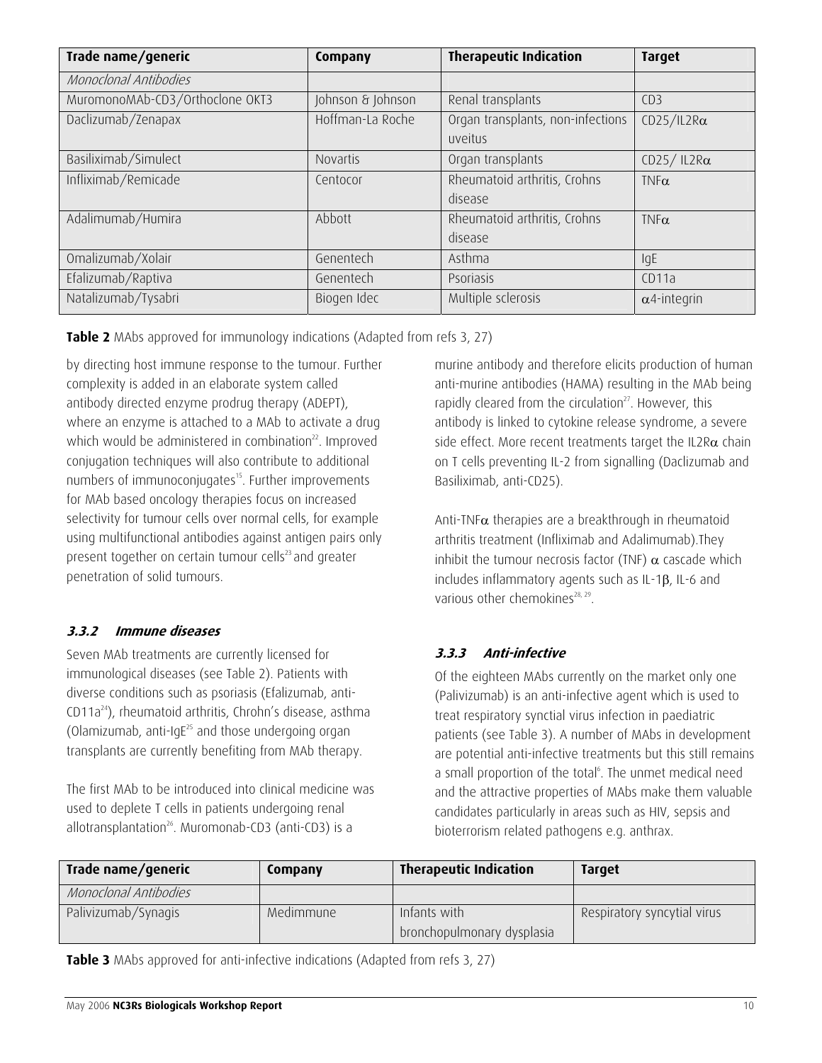| Trade name/generic | Company | Therapeutic Indication | Target |
| --- | --- | --- | --- |
| *Monoclonal Antibodies* | | | |
| MuromonoMAb-CD3/Orthoclone OKT3 | Johnson & Johnson | Renal transplants | CD3 |
| Daclizumab/Zenapax | Hoffman-La Roche | Organ transplants, non-infections uveitus | CD25/IL2Rα |
| Basiliximab/Simulect | Novartis | Organ transplants | CD25/ IL2Rα |
| Infliximab/Remicade | Centocor | Rheumatoid arthritis, Crohns disease | TNFα |
| Adalimumab/Humira | Abbott | Rheumatoid arthritis, Crohns disease | TNFα |
| Omalizumab/Xolair | Genentech | Asthma | IgE |
| Efalizumab/Raptiva | Genentech | Psoriasis | CD11a |
| Natalizumab/Tysabri | Biogen Idec | Multiple sclerosis | α4-integrin |

**Table 2** MAbs approved for immunology indications (Adapted from refs 3, 27)

by directing host immune response to the tumour. Further complexity is added in an elaborate system called antibody directed enzyme prodrug therapy (ADEPT), where an enzyme is attached to a MAb to activate a drug which would be administered in combination[22]. Improved conjugation techniques will also contribute to additional numbers of immunoconjugates[15]. Further improvements for MAb based oncology therapies focus on increased selectivity for tumour cells over normal cells, for example using multifunctional antibodies against antigen pairs only present together on certain tumour cells[23] and greater penetration of solid tumours.

### *3.3.2 Immune diseases*

Seven MAb treatments are currently licensed for immunological diseases (see Table 2). Patients with diverse conditions such as psoriasis (Efalizumab, anti-CD11a[24]), rheumatoid arthritis, Chrohn's disease, asthma (Olamizumab, anti-IgE[25] and those undergoing organ transplants are currently benefiting from MAb therapy.

The first MAb to be introduced into clinical medicine was used to deplete T cells in patients undergoing renal allotransplantation[26]. Muromonab-CD3 (anti-CD3) is a murine antibody and therefore elicits production of human anti-murine antibodies (HAMA) resulting in the MAb being rapidly cleared from the circulation[27]. However, this antibody is linked to cytokine release syndrome, a severe side effect. More recent treatments target the IL2Rα chain on T cells preventing IL-2 from signalling (Daclizumab and Basiliximab, anti-CD25).

Anti-TNFα therapies are a breakthrough in rheumatoid arthritis treatment (Infliximab and Adalimumab).They inhibit the tumour necrosis factor (TNF) α cascade which includes inflammatory agents such as IL-1β, IL-6 and various other chemokines[28, 29].

### *3.3.3 Anti-infective*

Of the eighteen MAbs currently on the market only one (Palivizumab) is an anti-infective agent which is used to treat respiratory synctial virus infection in paediatric patients (see Table 3). A number of MAbs in development are potential anti-infective treatments but this still remains a small proportion of the total[6]. The unmet medical need and the attractive properties of MAbs make them valuable candidates particularly in areas such as HIV, sepsis and bioterrorism related pathogens e.g. anthrax.

| Trade name/generic | Company | Therapeutic Indication | Target |
| --- | --- | --- | --- |
| *Monoclonal Antibodies* | | | |
| Palivizumab/Synagis | Medimmune | Infants with bronchopulmonary dysplasia | Respiratory syncytial virus |

**Table 3** MAbs approved for anti-infective indications (Adapted from refs 3, 27)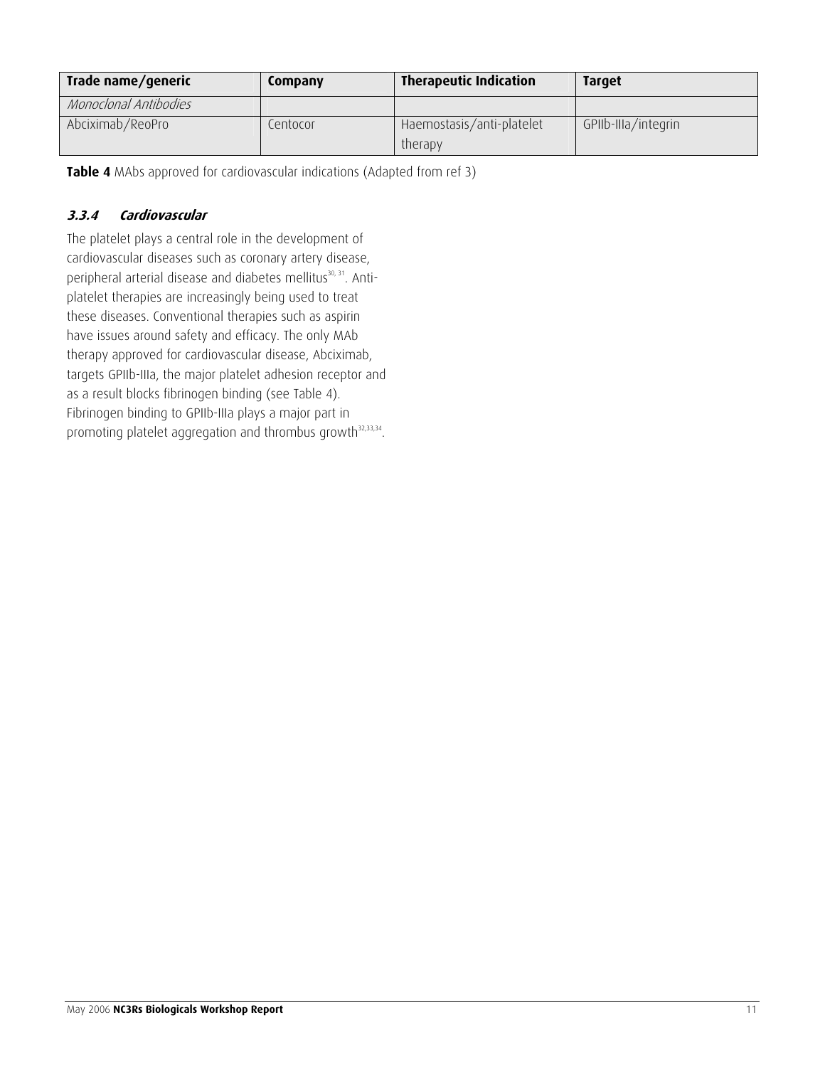| Trade name/generic | Company | Therapeutic Indication | Target |
|---|---|---|---|
| *Monoclonal Antibodies* | | | |
| Abciximab/ReoPro | Centocor | Haemostasis/anti-platelet therapy | GPIIb-IIIa/integrin |

**Table 4** MAbs approved for cardiovascular indications (Adapted from ref 3)

### *3.3.4 Cardiovascular*

The platelet plays a central role in the development of cardiovascular diseases such as coronary artery disease, peripheral arterial disease and diabetes mellitus[30, 31]. Anti-platelet therapies are increasingly being used to treat these diseases. Conventional therapies such as aspirin have issues around safety and efficacy. The only MAb therapy approved for cardiovascular disease, Abciximab, targets GPIIb-IIIa, the major platelet adhesion receptor and as a result blocks fibrinogen binding (see Table 4). Fibrinogen binding to GPIIb-IIIa plays a major part in promoting platelet aggregation and thrombus growth[32,33,34].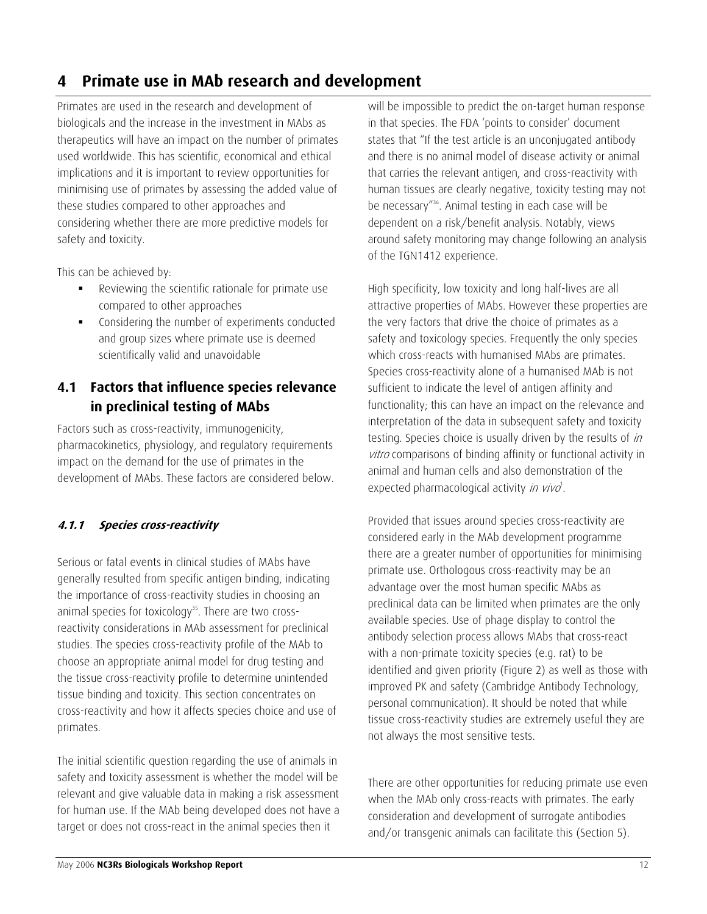# 4 Primate use in MAb research and development

Primates are used in the research and development of biologicals and the increase in the investment in MAbs as therapeutics will have an impact on the number of primates used worldwide. This has scientific, economical and ethical implications and it is important to review opportunities for minimising use of primates by assessing the added value of these studies compared to other approaches and considering whether there are more predictive models for safety and toxicity.

This can be achieved by:

- Reviewing the scientific rationale for primate use compared to other approaches
- Considering the number of experiments conducted and group sizes where primate use is deemed scientifically valid and unavoidable

## 4.1 Factors that influence species relevance in preclinical testing of MAbs

Factors such as cross-reactivity, immunogenicity, pharmacokinetics, physiology, and regulatory requirements impact on the demand for the use of primates in the development of MAbs. These factors are considered below.

### *4.1.1 Species cross-reactivity*

Serious or fatal events in clinical studies of MAbs have generally resulted from specific antigen binding, indicating the importance of cross-reactivity studies in choosing an animal species for toxicology[35]. There are two cross-reactivity considerations in MAb assessment for preclinical studies. The species cross-reactivity profile of the MAb to choose an appropriate animal model for drug testing and the tissue cross-reactivity profile to determine unintended tissue binding and toxicity. This section concentrates on cross-reactivity and how it affects species choice and use of primates.

The initial scientific question regarding the use of animals in safety and toxicity assessment is whether the model will be relevant and give valuable data in making a risk assessment for human use. If the MAb being developed does not have a target or does not cross-react in the animal species then it will be impossible to predict the on-target human response in that species. The FDA 'points to consider' document states that "If the test article is an unconjugated antibody and there is no animal model of disease activity or animal that carries the relevant antigen, and cross-reactivity with human tissues are clearly negative, toxicity testing may not be necessary"[36]. Animal testing in each case will be dependent on a risk/benefit analysis. Notably, views around safety monitoring may change following an analysis of the TGN1412 experience.

High specificity, low toxicity and long half-lives are all attractive properties of MAbs. However these properties are the very factors that drive the choice of primates as a safety and toxicology species. Frequently the only species which cross-reacts with humanised MAbs are primates. Species cross-reactivity alone of a humanised MAb is not sufficient to indicate the level of antigen affinity and functionality; this can have an impact on the relevance and interpretation of the data in subsequent safety and toxicity testing. Species choice is usually driven by the results of *in vitro* comparisons of binding affinity or functional activity in animal and human cells and also demonstration of the expected pharmacological activity *in vivo*[1].

Provided that issues around species cross-reactivity are considered early in the MAb development programme there are a greater number of opportunities for minimising primate use. Orthologous cross-reactivity may be an advantage over the most human specific MAbs as preclinical data can be limited when primates are the only available species. Use of phage display to control the antibody selection process allows MAbs that cross-react with a non-primate toxicity species (e.g. rat) to be identified and given priority (Figure 2) as well as those with improved PK and safety (Cambridge Antibody Technology, personal communication). It should be noted that while tissue cross-reactivity studies are extremely useful they are not always the most sensitive tests.

There are other opportunities for reducing primate use even when the MAb only cross-reacts with primates. The early consideration and development of surrogate antibodies and/or transgenic animals can facilitate this (Section 5).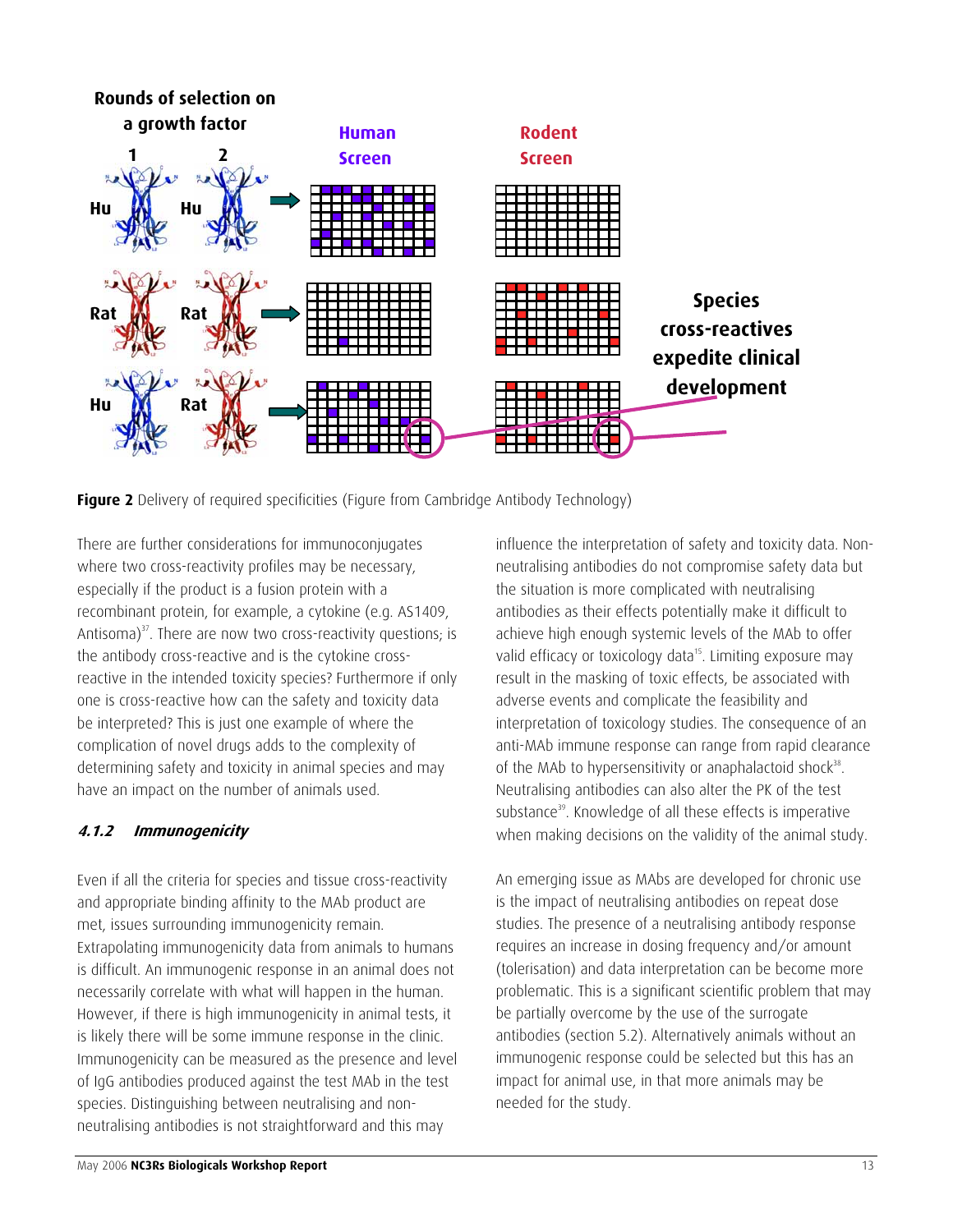Rounds of selection on a growth factor

Figure 2 Delivery of required specificities (Figure from Cambridge Antibody Technology)

There are further considerations for immunoconjugates where two cross-reactivity profiles may be necessary, especially if the product is a fusion protein with a recombinant protein, for example, a cytokine (e.g. AS1409, Antisoma)[37]. There are now two cross-reactivity questions; is the antibody cross-reactive and is the cytokine cross-reactive in the intended toxicity species? Furthermore if only one is cross-reactive how can the safety and toxicity data be interpreted? This is just one example of where the complication of novel drugs adds to the complexity of determining safety and toxicity in animal species and may have an impact on the number of animals used.

#### *4.1.2 Immunogenicity*

Even if all the criteria for species and tissue cross-reactivity and appropriate binding affinity to the MAb product are met, issues surrounding immunogenicity remain. Extrapolating immunogenicity data from animals to humans is difficult. An immunogenic response in an animal does not necessarily correlate with what will happen in the human. However, if there is high immunogenicity in animal tests, it is likely there will be some immune response in the clinic. Immunogenicity can be measured as the presence and level of IgG antibodies produced against the test MAb in the test species. Distinguishing between neutralising and non-neutralising antibodies is not straightforward and this may influence the interpretation of safety and toxicity data. Non-neutralising antibodies do not compromise safety data but the situation is more complicated with neutralising antibodies as their effects potentially make it difficult to achieve high enough systemic levels of the MAb to offer valid efficacy or toxicology data[15]. Limiting exposure may result in the masking of toxic effects, be associated with adverse events and complicate the feasibility and interpretation of toxicology studies. The consequence of an anti-MAb immune response can range from rapid clearance of the MAb to hypersensitivity or anaphalactoid shock[38]. Neutralising antibodies can also alter the PK of the test substance[39]. Knowledge of all these effects is imperative when making decisions on the validity of the animal study.

An emerging issue as MAbs are developed for chronic use is the impact of neutralising antibodies on repeat dose studies. The presence of a neutralising antibody response requires an increase in dosing frequency and/or amount (tolerisation) and data interpretation can be become more problematic. This is a significant scientific problem that may be partially overcome by the use of the surrogate antibodies (section 5.2). Alternatively animals without an immunogenic response could be selected but this has an impact for animal use, in that more animals may be needed for the study.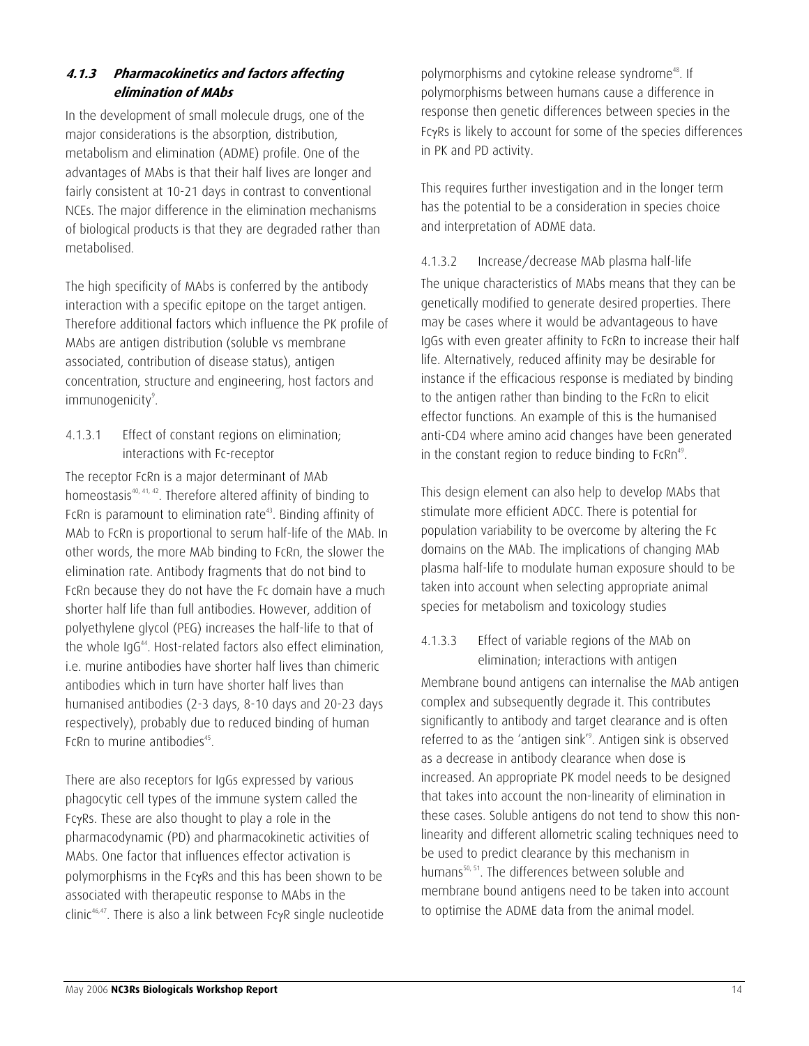### *4.1.3 Pharmacokinetics and factors affecting elimination of MAbs*

In the development of small molecule drugs, one of the major considerations is the absorption, distribution, metabolism and elimination (ADME) profile. One of the advantages of MAbs is that their half lives are longer and fairly consistent at 10-21 days in contrast to conventional NCEs. The major difference in the elimination mechanisms of biological products is that they are degraded rather than metabolised.

The high specificity of MAbs is conferred by the antibody interaction with a specific epitope on the target antigen. Therefore additional factors which influence the PK profile of MAbs are antigen distribution (soluble vs membrane associated, contribution of disease status), antigen concentration, structure and engineering, host factors and immunogenicity[9].

#### 4.1.3.1 Effect of constant regions on elimination; interactions with Fc-receptor

The receptor FcRn is a major determinant of MAb homeostasis[40, 41, 42]. Therefore altered affinity of binding to FcRn is paramount to elimination rate[43]. Binding affinity of MAb to FcRn is proportional to serum half-life of the MAb. In other words, the more MAb binding to FcRn, the slower the elimination rate. Antibody fragments that do not bind to FcRn because they do not have the Fc domain have a much shorter half life than full antibodies. However, addition of polyethylene glycol (PEG) increases the half-life to that of the whole IgG[44]. Host-related factors also effect elimination, i.e. murine antibodies have shorter half lives than chimeric antibodies which in turn have shorter half lives than humanised antibodies (2-3 days, 8-10 days and 20-23 days respectively), probably due to reduced binding of human FcRn to murine antibodies[45].

There are also receptors for IgGs expressed by various phagocytic cell types of the immune system called the FcγRs. These are also thought to play a role in the pharmacodynamic (PD) and pharmacokinetic activities of MAbs. One factor that influences effector activation is polymorphisms in the FcγRs and this has been shown to be associated with therapeutic response to MAbs in the clinic[46,47]. There is also a link between FcγR single nucleotide polymorphisms and cytokine release syndrome[48]. If polymorphisms between humans cause a difference in response then genetic differences between species in the FcγRs is likely to account for some of the species differences in PK and PD activity.

This requires further investigation and in the longer term has the potential to be a consideration in species choice and interpretation of ADME data.

#### 4.1.3.2 Increase/decrease MAb plasma half-life

The unique characteristics of MAbs means that they can be genetically modified to generate desired properties. There may be cases where it would be advantageous to have IgGs with even greater affinity to FcRn to increase their half life. Alternatively, reduced affinity may be desirable for instance if the efficacious response is mediated by binding to the antigen rather than binding to the FcRn to elicit effector functions. An example of this is the humanised anti-CD4 where amino acid changes have been generated in the constant region to reduce binding to FcRn[49].

This design element can also help to develop MAbs that stimulate more efficient ADCC. There is potential for population variability to be overcome by altering the Fc domains on the MAb. The implications of changing MAb plasma half-life to modulate human exposure should to be taken into account when selecting appropriate animal species for metabolism and toxicology studies

#### 4.1.3.3 Effect of variable regions of the MAb on elimination; interactions with antigen

Membrane bound antigens can internalise the MAb antigen complex and subsequently degrade it. This contributes significantly to antibody and target clearance and is often referred to as the 'antigen sink'[9]. Antigen sink is observed as a decrease in antibody clearance when dose is increased. An appropriate PK model needs to be designed that takes into account the non-linearity of elimination in these cases. Soluble antigens do not tend to show this non-linearity and different allometric scaling techniques need to be used to predict clearance by this mechanism in humans[50, 51]. The differences between soluble and membrane bound antigens need to be taken into account to optimise the ADME data from the animal model.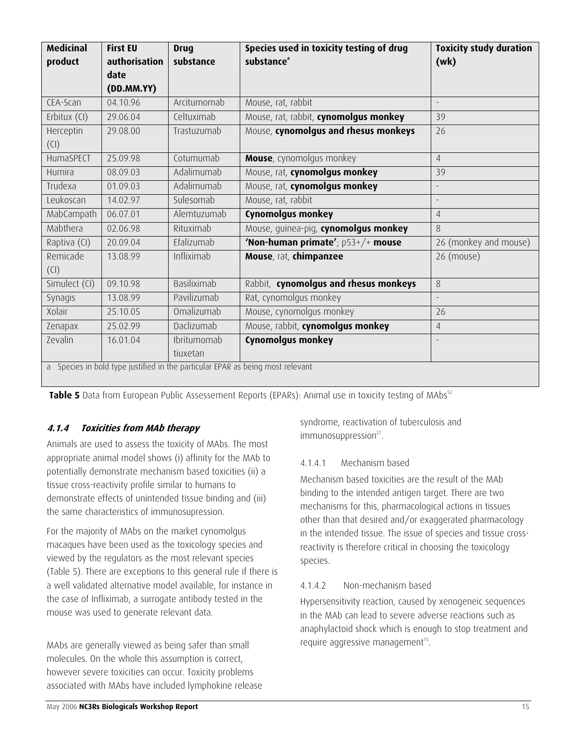| Medicinal product | First EU authorisation date (DD.MM.YY) | Drug substance | Species used in toxicity testing of drug substance[a] | Toxicity study duration (wk) |
|---|---|---|---|---|
| CEA-Scan | 04.10.96 | Arcitumomab | Mouse, rat, rabbit | - |
| Erbitux (CI) | 29.06.04 | Celtuximab | Mouse, rat, rabbit, **cynomolgus monkey** | 39 |
| Herceptin (CI) | 29.08.00 | Trastuzumab | Mouse, **cynomolgus and rhesus monkeys** | 26 |
| HumaSPECT | 25.09.98 | Cotumumab | **Mouse**, cynomolgus monkey | 4 |
| Humira | 08.09.03 | Adalimumab | Mouse, rat, **cynomolgus monkey** | 39 |
| Trudexa | 01.09.03 | Adalimumab | Mouse, rat, **cynomolgus monkey** | - |
| Leukoscan | 14.02.97 | Sulesomab | Mouse, rat, rabbit | - |
| MabCampath | 06.07.01 | Alemtuzumab | **Cynomolgus monkey** | 4 |
| Mabthera | 02.06.98 | Rituximab | Mouse, guinea-pig, **cynomolgus monkey** | 8 |
| Raptiva (CI) | 20.09.04 | Efalizumab | **'Non-human primate'**; p53+/+ **mouse** | 26 (monkey and mouse) |
| Remicade (CI) | 13.08.99 | Infliximab | **Mouse**, rat, **chimpanzee** | 26 (mouse) |
| Simulect (CI) | 09.10.98 | Basiliximab | Rabbit, **cynomolgus and rhesus monkeys** | 8 |
| Synagis | 13.08.99 | Pavilizumab | Rat, cynomolgus monkey | - |
| Xolair | 25.10.05 | Omalizumab | Mouse, cynomolgus monkey | 26 |
| Zenapax | 25.02.99 | Daclizumab | Mouse, rabbit, **cynomolgus monkey** | 4 |
| Zevalin | 16.01.04 | Ibritumomab tiuxetan | **Cynomolgus monkey** | - |

a Species in bold type justified in the particular EPAR as being most relevant

**Table 5** Data from European Public Assessement Reports (EPARs): Animal use in toxicity testing of MAbs[52]

#### *4.1.4 Toxicities from MAb therapy*

Animals are used to assess the toxicity of MAbs. The most appropriate animal model shows (i) affinity for the MAb to potentially demonstrate mechanism based toxicities (ii) a tissue cross-reactivity profile similar to humans to demonstrate effects of unintended tissue binding and (iii) the same characteristics of immunosupression.

For the majority of MAbs on the market cynomolgus macaques have been used as the toxicology species and viewed by the regulators as the most relevant species (Table 5). There are exceptions to this general rule if there is a well validated alternative model available, for instance in the case of Infliximab, a surrogate antibody tested in the mouse was used to generate relevant data.

MAbs are generally viewed as being safer than small molecules. On the whole this assumption is correct, however severe toxicities can occur. Toxicity problems associated with MAbs have included lymphokine release syndrome, reactivation of tuberculosis and immunosuppression[27].

##### 4.1.4.1 Mechanism based

Mechanism based toxicities are the result of the MAb binding to the intended antigen target. There are two mechanisms for this, pharmacological actions in tissues other than that desired and/or exaggerated pharmacology in the intended tissue. The issue of species and tissue cross-reactivity is therefore critical in choosing the toxicology species.

##### 4.1.4.2 Non-mechanism based

Hypersensitivity reaction, caused by xenogeneic sequences in the MAb can lead to severe adverse reactions such as anaphylactoid shock which is enough to stop treatment and require aggressive management[15].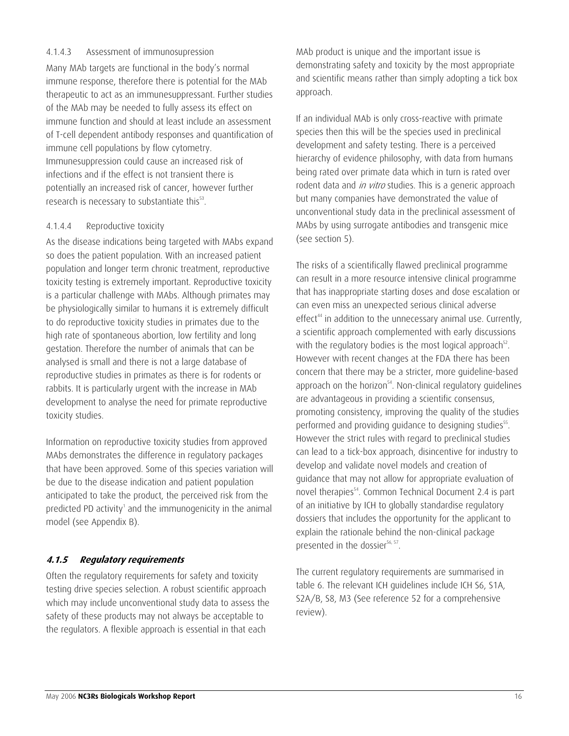#### 4.1.4.3 Assessment of immunosupression

Many MAb targets are functional in the body's normal immune response, therefore there is potential for the MAb therapeutic to act as an immunesuppressant. Further studies of the MAb may be needed to fully assess its effect on immune function and should at least include an assessment of T-cell dependent antibody responses and quantification of immune cell populations by flow cytometry. Immunesuppression could cause an increased risk of infections and if the effect is not transient there is potentially an increased risk of cancer, however further research is necessary to substantiate this[53].

#### 4.1.4.4 Reproductive toxicity

As the disease indications being targeted with MAbs expand so does the patient population. With an increased patient population and longer term chronic treatment, reproductive toxicity testing is extremely important. Reproductive toxicity is a particular challenge with MAbs. Although primates may be physiologically similar to humans it is extremely difficult to do reproductive toxicity studies in primates due to the high rate of spontaneous abortion, low fertility and long gestation. Therefore the number of animals that can be analysed is small and there is not a large database of reproductive studies in primates as there is for rodents or rabbits. It is particularly urgent with the increase in MAb development to analyse the need for primate reproductive toxicity studies.

Information on reproductive toxicity studies from approved MAbs demonstrates the difference in regulatory packages that have been approved. Some of this species variation will be due to the disease indication and patient population anticipated to take the product, the perceived risk from the predicted PD activity[1] and the immunogenicity in the animal model (see Appendix B).

### *4.1.5 Regulatory requirements*

Often the regulatory requirements for safety and toxicity testing drive species selection. A robust scientific approach which may include unconventional study data to assess the safety of these products may not always be acceptable to the regulators. A flexible approach is essential in that each MAb product is unique and the important issue is demonstrating safety and toxicity by the most appropriate and scientific means rather than simply adopting a tick box approach.

If an individual MAb is only cross-reactive with primate species then this will be the species used in preclinical development and safety testing. There is a perceived hierarchy of evidence philosophy, with data from humans being rated over primate data which in turn is rated over rodent data and *in vitro* studies. This is a generic approach but many companies have demonstrated the value of unconventional study data in the preclinical assessment of MAbs by using surrogate antibodies and transgenic mice (see section 5).

The risks of a scientifically flawed preclinical programme can result in a more resource intensive clinical programme that has inappropriate starting doses and dose escalation or can even miss an unexpected serious clinical adverse effect[44] in addition to the unnecessary animal use. Currently, a scientific approach complemented with early discussions with the regulatory bodies is the most logical approach[52]. However with recent changes at the FDA there has been concern that there may be a stricter, more guideline-based approach on the horizon[54]. Non-clinical regulatory guidelines are advantageous in providing a scientific consensus, promoting consistency, improving the quality of the studies performed and providing guidance to designing studies[55]. However the strict rules with regard to preclinical studies can lead to a tick-box approach, disincentive for industry to develop and validate novel models and creation of guidance that may not allow for appropriate evaluation of novel therapies[54]. Common Technical Document 2.4 is part of an initiative by ICH to globally standardise regulatory dossiers that includes the opportunity for the applicant to explain the rationale behind the non-clinical package presented in the dossier[56, 57].

The current regulatory requirements are summarised in table 6. The relevant ICH guidelines include ICH S6, S1A, S2A/B, S8, M3 (See reference 52 for a comprehensive review).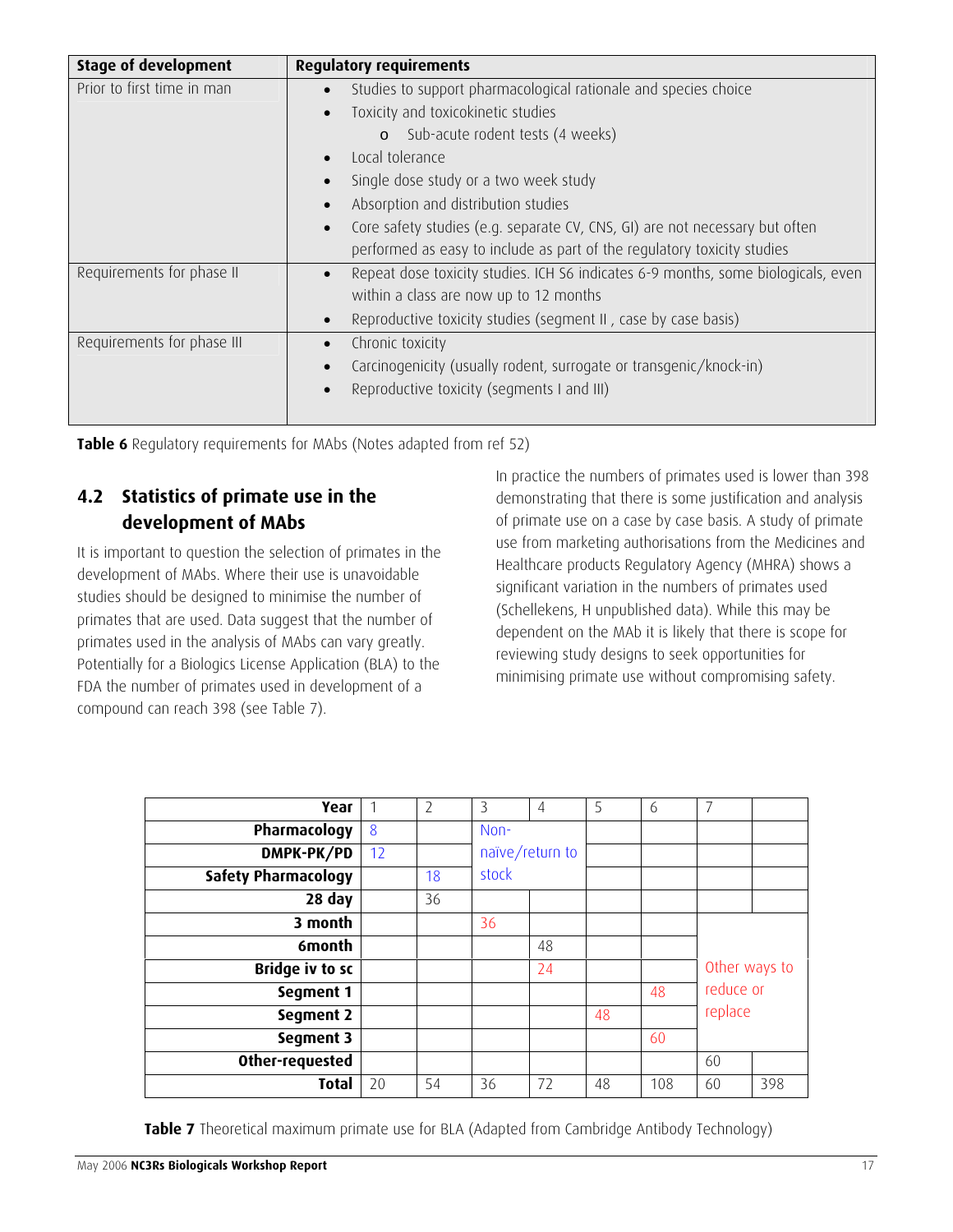| Stage of development | Regulatory requirements |
| --- | --- |
| Prior to first time in man | • Studies to support pharmacological rationale and species choice<br>• Toxicity and toxicokinetic studies<br>  o Sub-acute rodent tests (4 weeks)<br>• Local tolerance<br>• Single dose study or a two week study<br>• Absorption and distribution studies<br>• Core safety studies (e.g. separate CV, CNS, GI) are not necessary but often performed as easy to include as part of the regulatory toxicity studies |
| Requirements for phase II | • Repeat dose toxicity studies. ICH S6 indicates 6-9 months, some biologicals, even within a class are now up to 12 months<br>• Reproductive toxicity studies (segment II , case by case basis) |
| Requirements for phase III | • Chronic toxicity<br>• Carcinogenicity (usually rodent, surrogate or transgenic/knock-in)<br>• Reproductive toxicity (segments I and III) |

**Table 6** Regulatory requirements for MAbs (Notes adapted from ref 52)

## 4.2 Statistics of primate use in the development of MAbs

It is important to question the selection of primates in the development of MAbs. Where their use is unavoidable studies should be designed to minimise the number of primates that are used. Data suggest that the number of primates used in the analysis of MAbs can vary greatly. Potentially for a Biologics License Application (BLA) to the FDA the number of primates used in development of a compound can reach 398 (see Table 7).

In practice the numbers of primates used is lower than 398 demonstrating that there is some justification and analysis of primate use on a case by case basis. A study of primate use from marketing authorisations from the Medicines and Healthcare products Regulatory Agency (MHRA) shows a significant variation in the numbers of primates used (Schellekens, H unpublished data). While this may be dependent on the MAb it is likely that there is scope for reviewing study designs to seek opportunities for minimising primate use without compromising safety.

| Year | 1 | 2 | 3 | 4 | 5 | 6 | 7 | |
| --- | --- | --- | --- | --- | --- | --- | --- | --- |
| Pharmacology | 8 | | Non-naïve/return to stock | | | | | |
| DMPK-PK/PD | 12 | | | | | | | |
| Safety Pharmacology | | 18 | | | | | | |
| 28 day | | 36 | | | | | | |
| 3 month | | | 36 | | | | Other ways to reduce or replace | |
| 6month | | | | 48 | | | | |
| Bridge iv to sc | | | | 24 | | | | |
| Segment 1 | | | | | | 48 | | |
| Segment 2 | | | | | 48 | | | |
| Segment 3 | | | | | | 60 | | |
| Other-requested | | | | | | | 60 | |
| Total | 20 | 54 | 36 | 72 | 48 | 108 | 60 | 398 |

**Table 7** Theoretical maximum primate use for BLA (Adapted from Cambridge Antibody Technology)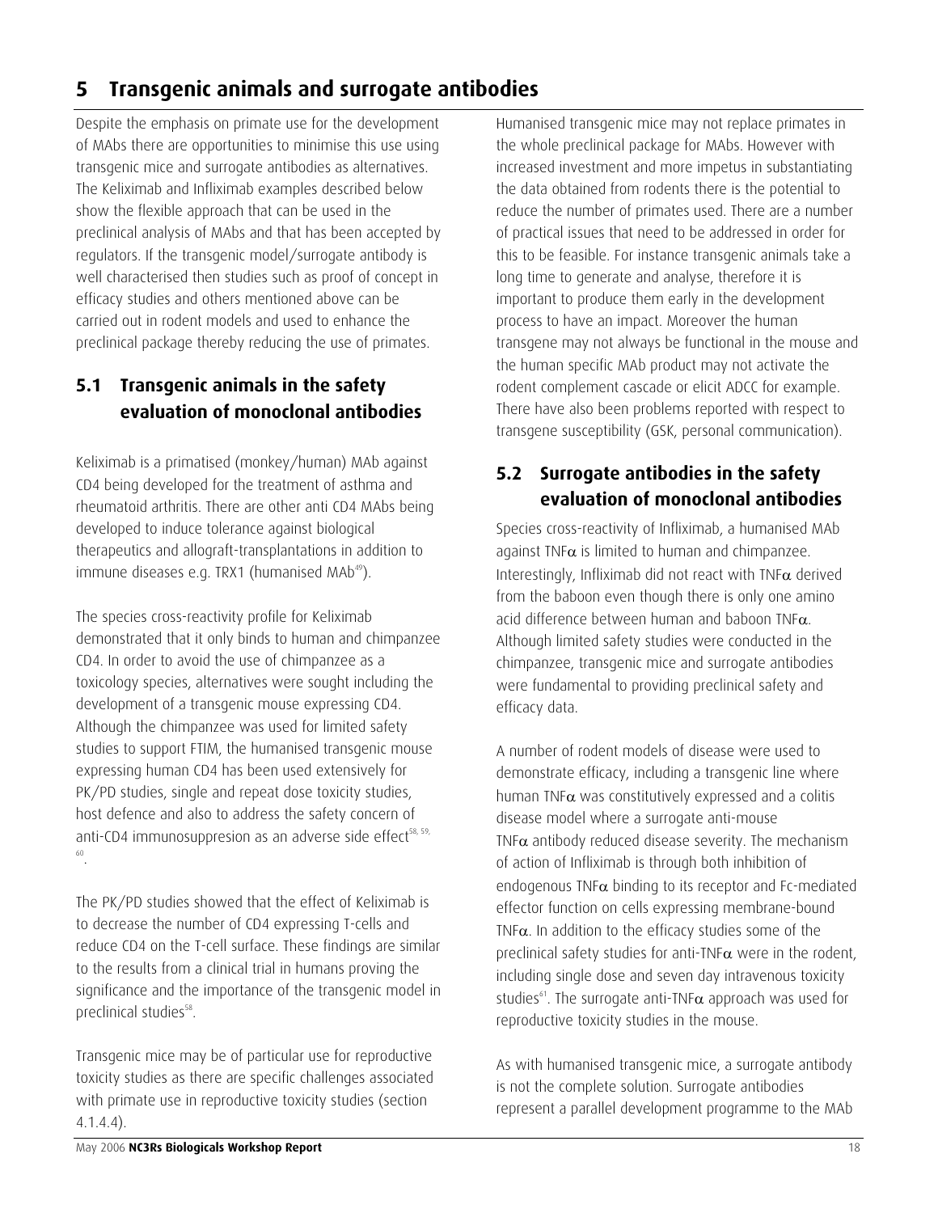# 5 Transgenic animals and surrogate antibodies

Despite the emphasis on primate use for the development of MAbs there are opportunities to minimise this use using transgenic mice and surrogate antibodies as alternatives. The Keliximab and Infliximab examples described below show the flexible approach that can be used in the preclinical analysis of MAbs and that has been accepted by regulators. If the transgenic model/surrogate antibody is well characterised then studies such as proof of concept in efficacy studies and others mentioned above can be carried out in rodent models and used to enhance the preclinical package thereby reducing the use of primates.

## 5.1 Transgenic animals in the safety evaluation of monoclonal antibodies

Keliximab is a primatised (monkey/human) MAb against CD4 being developed for the treatment of asthma and rheumatoid arthritis. There are other anti CD4 MAbs being developed to induce tolerance against biological therapeutics and allograft-transplantations in addition to immune diseases e.g. TRX1 (humanised MAb[49]).

The species cross-reactivity profile for Keliximab demonstrated that it only binds to human and chimpanzee CD4. In order to avoid the use of chimpanzee as a toxicology species, alternatives were sought including the development of a transgenic mouse expressing CD4. Although the chimpanzee was used for limited safety studies to support FTIM, the humanised transgenic mouse expressing human CD4 has been used extensively for PK/PD studies, single and repeat dose toxicity studies, host defence and also to address the safety concern of anti-CD4 immunosuppresion as an adverse side effect[58, 59, 60].

The PK/PD studies showed that the effect of Keliximab is to decrease the number of CD4 expressing T-cells and reduce CD4 on the T-cell surface. These findings are similar to the results from a clinical trial in humans proving the significance and the importance of the transgenic model in preclinical studies[58].

Transgenic mice may be of particular use for reproductive toxicity studies as there are specific challenges associated with primate use in reproductive toxicity studies (section 4.1.4.4).

Humanised transgenic mice may not replace primates in the whole preclinical package for MAbs. However with increased investment and more impetus in substantiating the data obtained from rodents there is the potential to reduce the number of primates used. There are a number of practical issues that need to be addressed in order for this to be feasible. For instance transgenic animals take a long time to generate and analyse, therefore it is important to produce them early in the development process to have an impact. Moreover the human transgene may not always be functional in the mouse and the human specific MAb product may not activate the rodent complement cascade or elicit ADCC for example. There have also been problems reported with respect to transgene susceptibility (GSK, personal communication).

## 5.2 Surrogate antibodies in the safety evaluation of monoclonal antibodies

Species cross-reactivity of Infliximab, a humanised MAb against TNF$\alpha$ is limited to human and chimpanzee. Interestingly, Infliximab did not react with TNF$\alpha$ derived from the baboon even though there is only one amino acid difference between human and baboon TNF$\alpha$. Although limited safety studies were conducted in the chimpanzee, transgenic mice and surrogate antibodies were fundamental to providing preclinical safety and efficacy data.

A number of rodent models of disease were used to demonstrate efficacy, including a transgenic line where human TNF$\alpha$ was constitutively expressed and a colitis disease model where a surrogate anti-mouse TNF$\alpha$ antibody reduced disease severity. The mechanism of action of Infliximab is through both inhibition of endogenous TNF$\alpha$ binding to its receptor and Fc-mediated effector function on cells expressing membrane-bound TNF$\alpha$. In addition to the efficacy studies some of the preclinical safety studies for anti-TNF$\alpha$ were in the rodent, including single dose and seven day intravenous toxicity studies[61]. The surrogate anti-TNF$\alpha$ approach was used for reproductive toxicity studies in the mouse.

As with humanised transgenic mice, a surrogate antibody is not the complete solution. Surrogate antibodies represent a parallel development programme to the MAb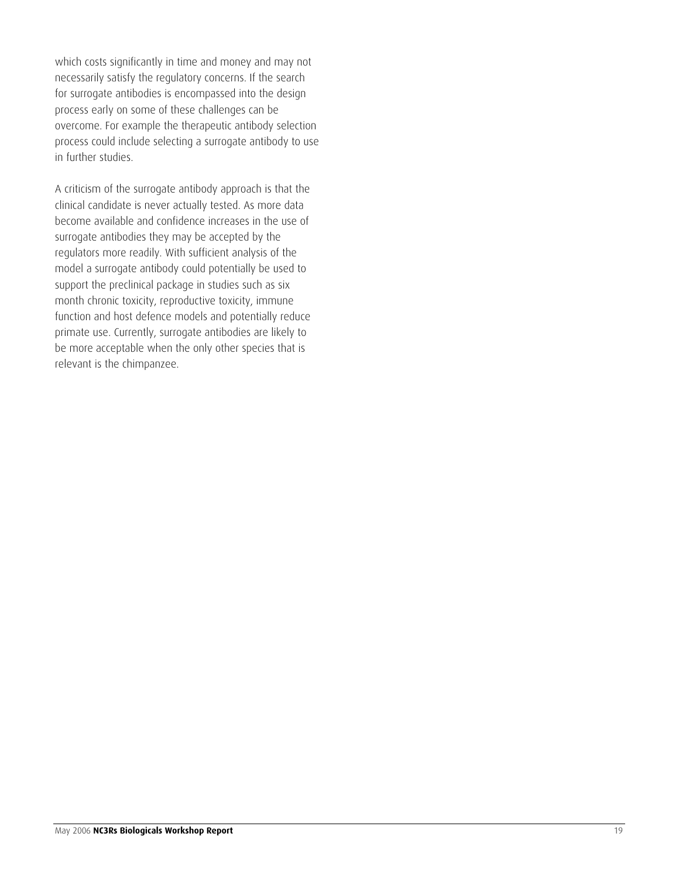which costs significantly in time and money and may not necessarily satisfy the regulatory concerns. If the search for surrogate antibodies is encompassed into the design process early on some of these challenges can be overcome. For example the therapeutic antibody selection process could include selecting a surrogate antibody to use in further studies.

A criticism of the surrogate antibody approach is that the clinical candidate is never actually tested. As more data become available and confidence increases in the use of surrogate antibodies they may be accepted by the regulators more readily. With sufficient analysis of the model a surrogate antibody could potentially be used to support the preclinical package in studies such as six month chronic toxicity, reproductive toxicity, immune function and host defence models and potentially reduce primate use. Currently, surrogate antibodies are likely to be more acceptable when the only other species that is relevant is the chimpanzee.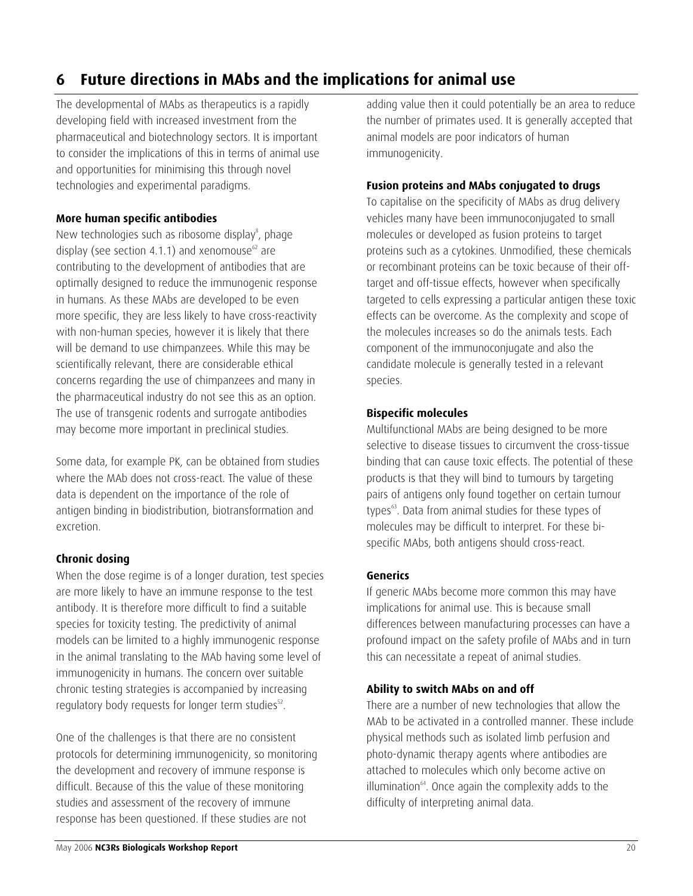# 6 Future directions in MAbs and the implications for animal use

The developmental of MAbs as therapeutics is a rapidly developing field with increased investment from the pharmaceutical and biotechnology sectors. It is important to consider the implications of this in terms of animal use and opportunities for minimising this through novel technologies and experimental paradigms.

**More human specific antibodies**

New technologies such as ribosome display[8], phage display (see section 4.1.1) and xenomouse[62] are contributing to the development of antibodies that are optimally designed to reduce the immunogenic response in humans. As these MAbs are developed to be even more specific, they are less likely to have cross-reactivity with non-human species, however it is likely that there will be demand to use chimpanzees. While this may be scientifically relevant, there are considerable ethical concerns regarding the use of chimpanzees and many in the pharmaceutical industry do not see this as an option. The use of transgenic rodents and surrogate antibodies may become more important in preclinical studies.

Some data, for example PK, can be obtained from studies where the MAb does not cross-react. The value of these data is dependent on the importance of the role of antigen binding in biodistribution, biotransformation and excretion.

**Chronic dosing**

When the dose regime is of a longer duration, test species are more likely to have an immune response to the test antibody. It is therefore more difficult to find a suitable species for toxicity testing. The predictivity of animal models can be limited to a highly immunogenic response in the animal translating to the MAb having some level of immunogenicity in humans. The concern over suitable chronic testing strategies is accompanied by increasing regulatory body requests for longer term studies[52].

One of the challenges is that there are no consistent protocols for determining immunogenicity, so monitoring the development and recovery of immune response is difficult. Because of this the value of these monitoring studies and assessment of the recovery of immune response has been questioned. If these studies are not adding value then it could potentially be an area to reduce the number of primates used. It is generally accepted that animal models are poor indicators of human immunogenicity.

**Fusion proteins and MAbs conjugated to drugs**

To capitalise on the specificity of MAbs as drug delivery vehicles many have been immunoconjugated to small molecules or developed as fusion proteins to target proteins such as a cytokines. Unmodified, these chemicals or recombinant proteins can be toxic because of their off-target and off-tissue effects, however when specifically targeted to cells expressing a particular antigen these toxic effects can be overcome. As the complexity and scope of the molecules increases so do the animals tests. Each component of the immunoconjugate and also the candidate molecule is generally tested in a relevant species.

**Bispecific molecules**

Multifunctional MAbs are being designed to be more selective to disease tissues to circumvent the cross-tissue binding that can cause toxic effects. The potential of these products is that they will bind to tumours by targeting pairs of antigens only found together on certain tumour types[63]. Data from animal studies for these types of molecules may be difficult to interpret. For these bi-specific MAbs, both antigens should cross-react.

**Generics**

If generic MAbs become more common this may have implications for animal use. This is because small differences between manufacturing processes can have a profound impact on the safety profile of MAbs and in turn this can necessitate a repeat of animal studies.

**Ability to switch MAbs on and off**

There are a number of new technologies that allow the MAb to be activated in a controlled manner. These include physical methods such as isolated limb perfusion and photo-dynamic therapy agents where antibodies are attached to molecules which only become active on illumination[64]. Once again the complexity adds to the difficulty of interpreting animal data.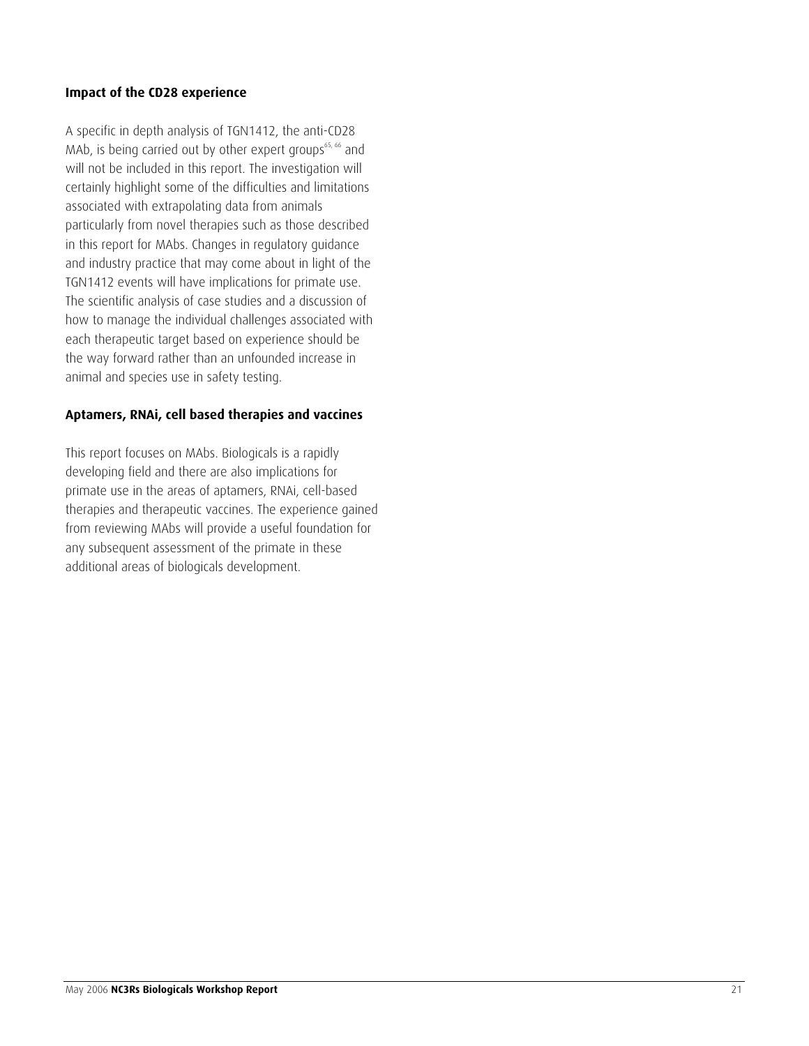### Impact of the CD28 experience

A specific in depth analysis of TGN1412, the anti-CD28 MAb, is being carried out by other expert groups[65, 66] and will not be included in this report. The investigation will certainly highlight some of the difficulties and limitations associated with extrapolating data from animals particularly from novel therapies such as those described in this report for MAbs. Changes in regulatory guidance and industry practice that may come about in light of the TGN1412 events will have implications for primate use. The scientific analysis of case studies and a discussion of how to manage the individual challenges associated with each therapeutic target based on experience should be the way forward rather than an unfounded increase in animal and species use in safety testing.

### Aptamers, RNAi, cell based therapies and vaccines

This report focuses on MAbs. Biologicals is a rapidly developing field and there are also implications for primate use in the areas of aptamers, RNAi, cell-based therapies and therapeutic vaccines. The experience gained from reviewing MAbs will provide a useful foundation for any subsequent assessment of the primate in these additional areas of biologicals development.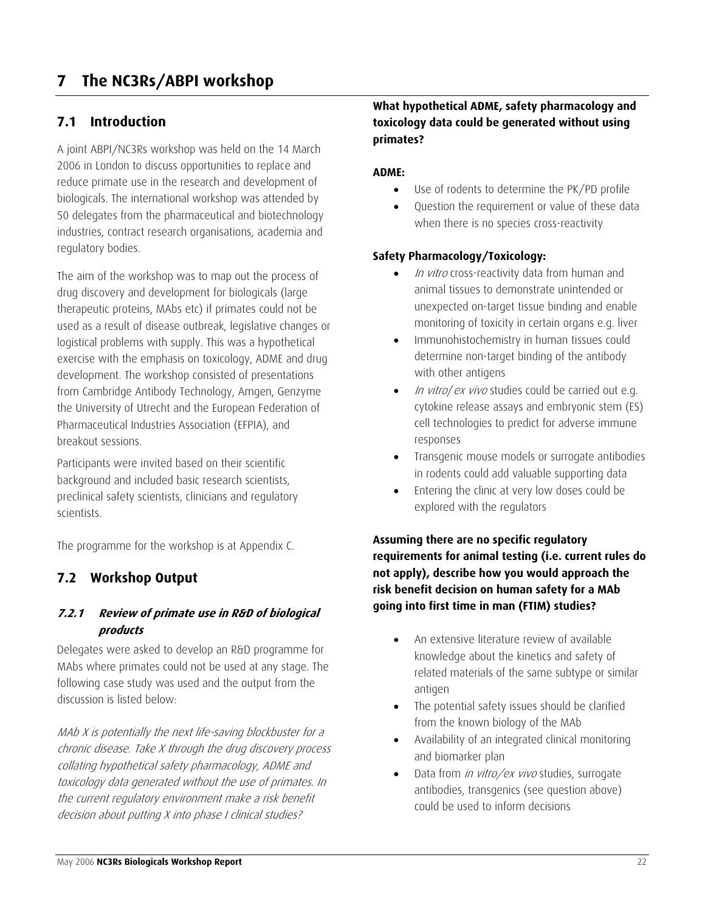# 7 The NC3Rs/ABPI workshop

## 7.1 Introduction

A joint ABPI/NC3Rs workshop was held on the 14 March 2006 in London to discuss opportunities to replace and reduce primate use in the research and development of biologicals. The international workshop was attended by 50 delegates from the pharmaceutical and biotechnology industries, contract research organisations, academia and regulatory bodies.

The aim of the workshop was to map out the process of drug discovery and development for biologicals (large therapeutic proteins, MAbs etc) if primates could not be used as a result of disease outbreak, legislative changes or logistical problems with supply. This was a hypothetical exercise with the emphasis on toxicology, ADME and drug development. The workshop consisted of presentations from Cambridge Antibody Technology, Amgen, Genzyme the University of Utrecht and the European Federation of Pharmaceutical Industries Association (EFPIA), and breakout sessions.

Participants were invited based on their scientific background and included basic research scientists, preclinical safety scientists, clinicians and regulatory scientists.

The programme for the workshop is at Appendix C.

## 7.2 Workshop Output

### *7.2.1 Review of primate use in R&D of biological products*

Delegates were asked to develop an R&D programme for MAbs where primates could not be used at any stage. The following case study was used and the output from the discussion is listed below:

*MAb X is potentially the next life-saving blockbuster for a chronic disease. Take X through the drug discovery process collating hypothetical safety pharmacology, ADME and toxicology data generated without the use of primates. In the current regulatory environment make a risk benefit decision about putting X into phase I clinical studies?*

**What hypothetical ADME, safety pharmacology and toxicology data could be generated without using primates?**

**ADME:**

- Use of rodents to determine the PK/PD profile
- Question the requirement or value of these data when there is no species cross-reactivity

**Safety Pharmacology/Toxicology:**

- *In vitro* cross-reactivity data from human and animal tissues to demonstrate unintended or unexpected on-target tissue binding and enable monitoring of toxicity in certain organs e.g. liver
- Immunohistochemistry in human tissues could determine non-target binding of the antibody with other antigens
- *In vitro/ ex vivo* studies could be carried out e.g. cytokine release assays and embryonic stem (ES) cell technologies to predict for adverse immune responses
- Transgenic mouse models or surrogate antibodies in rodents could add valuable supporting data
- Entering the clinic at very low doses could be explored with the regulators

**Assuming there are no specific regulatory requirements for animal testing (i.e. current rules do not apply), describe how you would approach the risk benefit decision on human safety for a MAb going into first time in man (FTIM) studies?**

- An extensive literature review of available knowledge about the kinetics and safety of related materials of the same subtype or similar antigen
- The potential safety issues should be clarified from the known biology of the MAb
- Availability of an integrated clinical monitoring and biomarker plan
- Data from *in vitro/ex vivo* studies, surrogate antibodies, transgenics (see question above) could be used to inform decisions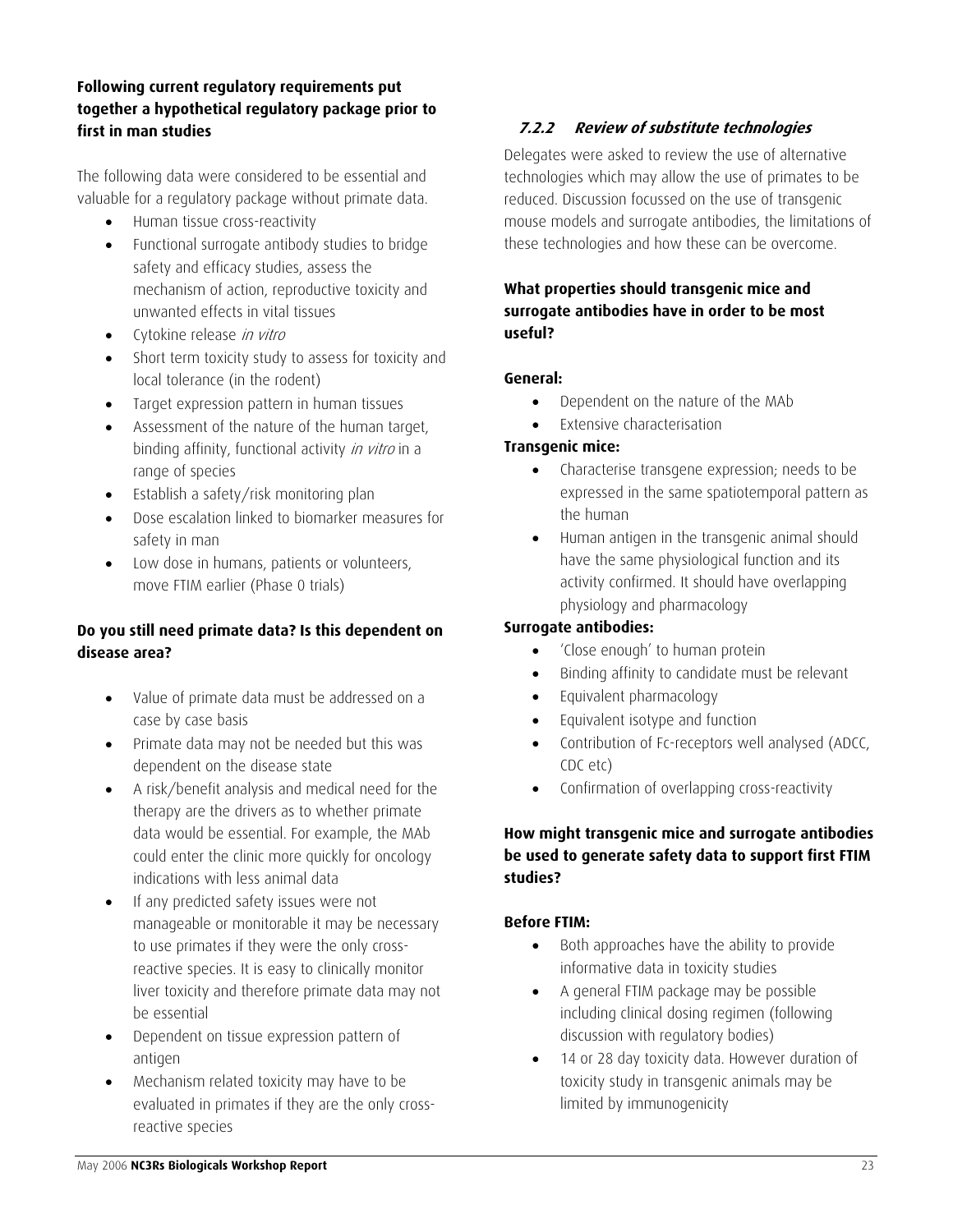**Following current regulatory requirements put together a hypothetical regulatory package prior to first in man studies**

The following data were considered to be essential and valuable for a regulatory package without primate data.

- Human tissue cross-reactivity
- Functional surrogate antibody studies to bridge safety and efficacy studies, assess the mechanism of action, reproductive toxicity and unwanted effects in vital tissues
- Cytokine release *in vitro*
- Short term toxicity study to assess for toxicity and local tolerance (in the rodent)
- Target expression pattern in human tissues
- Assessment of the nature of the human target, binding affinity, functional activity *in vitro* in a range of species
- Establish a safety/risk monitoring plan
- Dose escalation linked to biomarker measures for safety in man
- Low dose in humans, patients or volunteers, move FTIM earlier (Phase 0 trials)

**Do you still need primate data? Is this dependent on disease area?**

- Value of primate data must be addressed on a case by case basis
- Primate data may not be needed but this was dependent on the disease state
- A risk/benefit analysis and medical need for the therapy are the drivers as to whether primate data would be essential. For example, the MAb could enter the clinic more quickly for oncology indications with less animal data
- If any predicted safety issues were not manageable or monitorable it may be necessary to use primates if they were the only cross-reactive species. It is easy to clinically monitor liver toxicity and therefore primate data may not be essential
- Dependent on tissue expression pattern of antigen
- Mechanism related toxicity may have to be evaluated in primates if they are the only cross-reactive species

### *7.2.2 Review of substitute technologies*

Delegates were asked to review the use of alternative technologies which may allow the use of primates to be reduced. Discussion focussed on the use of transgenic mouse models and surrogate antibodies, the limitations of these technologies and how these can be overcome.

**What properties should transgenic mice and surrogate antibodies have in order to be most useful?**

**General:**

- Dependent on the nature of the MAb
- Extensive characterisation

**Transgenic mice:**

- Characterise transgene expression; needs to be expressed in the same spatiotemporal pattern as the human
- Human antigen in the transgenic animal should have the same physiological function and its activity confirmed. It should have overlapping physiology and pharmacology

**Surrogate antibodies:**

- 'Close enough' to human protein
- Binding affinity to candidate must be relevant
- Equivalent pharmacology
- Equivalent isotype and function
- Contribution of Fc-receptors well analysed (ADCC, CDC etc)
- Confirmation of overlapping cross-reactivity

**How might transgenic mice and surrogate antibodies be used to generate safety data to support first FTIM studies?**

**Before FTIM:**

- Both approaches have the ability to provide informative data in toxicity studies
- A general FTIM package may be possible including clinical dosing regimen (following discussion with regulatory bodies)
- 14 or 28 day toxicity data. However duration of toxicity study in transgenic animals may be limited by immunogenicity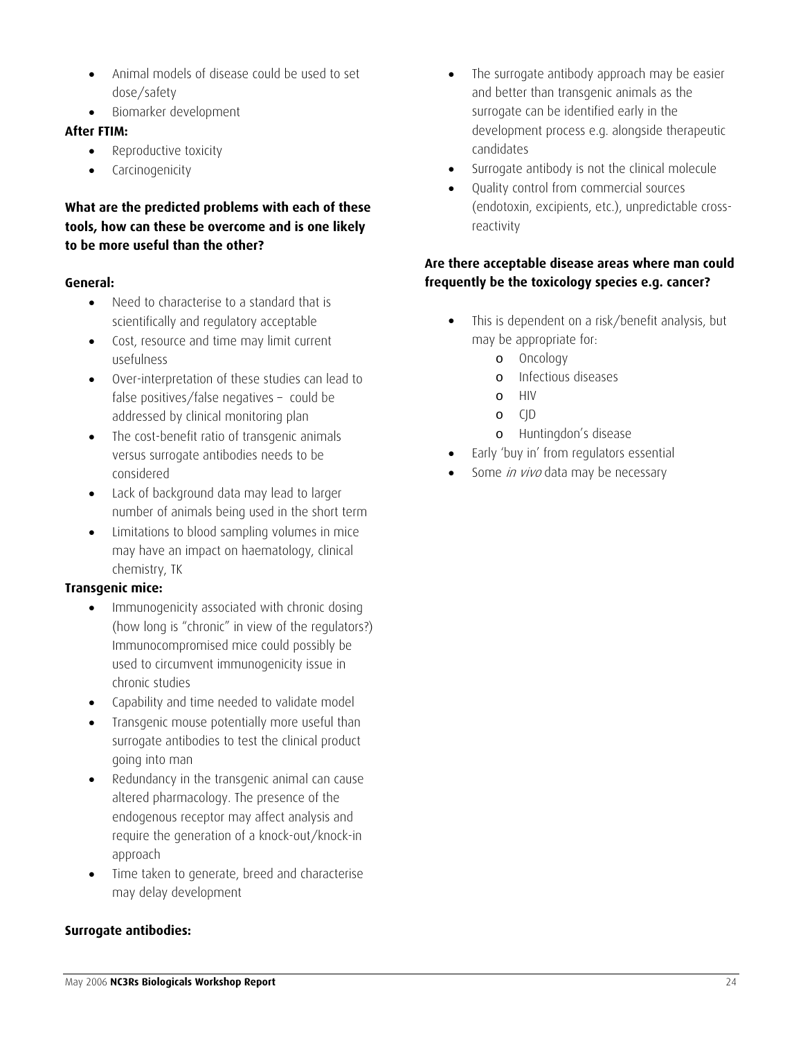- Animal models of disease could be used to set dose/safety
- Biomarker development

**After FTIM:**

- Reproductive toxicity
- Carcinogenicity

**What are the predicted problems with each of these tools, how can these be overcome and is one likely to be more useful than the other?**

**General:**

- Need to characterise to a standard that is scientifically and regulatory acceptable
- Cost, resource and time may limit current usefulness
- Over-interpretation of these studies can lead to false positives/false negatives – could be addressed by clinical monitoring plan
- The cost-benefit ratio of transgenic animals versus surrogate antibodies needs to be considered
- Lack of background data may lead to larger number of animals being used in the short term
- Limitations to blood sampling volumes in mice may have an impact on haematology, clinical chemistry, TK

**Transgenic mice:**

- Immunogenicity associated with chronic dosing (how long is "chronic" in view of the regulators?) Immunocompromised mice could possibly be used to circumvent immunogenicity issue in chronic studies
- Capability and time needed to validate model
- Transgenic mouse potentially more useful than surrogate antibodies to test the clinical product going into man
- Redundancy in the transgenic animal can cause altered pharmacology. The presence of the endogenous receptor may affect analysis and require the generation of a knock-out/knock-in approach
- Time taken to generate, breed and characterise may delay development

**Surrogate antibodies:**

- The surrogate antibody approach may be easier and better than transgenic animals as the surrogate can be identified early in the development process e.g. alongside therapeutic candidates
- Surrogate antibody is not the clinical molecule
- Quality control from commercial sources (endotoxin, excipients, etc.), unpredictable cross-reactivity

**Are there acceptable disease areas where man could frequently be the toxicology species e.g. cancer?**

- This is dependent on a risk/benefit analysis, but may be appropriate for:
    - Oncology
    - Infectious diseases
    - HIV
    - CJD
    - Huntingdon's disease
- Early 'buy in' from regulators essential
- Some *in vivo* data may be necessary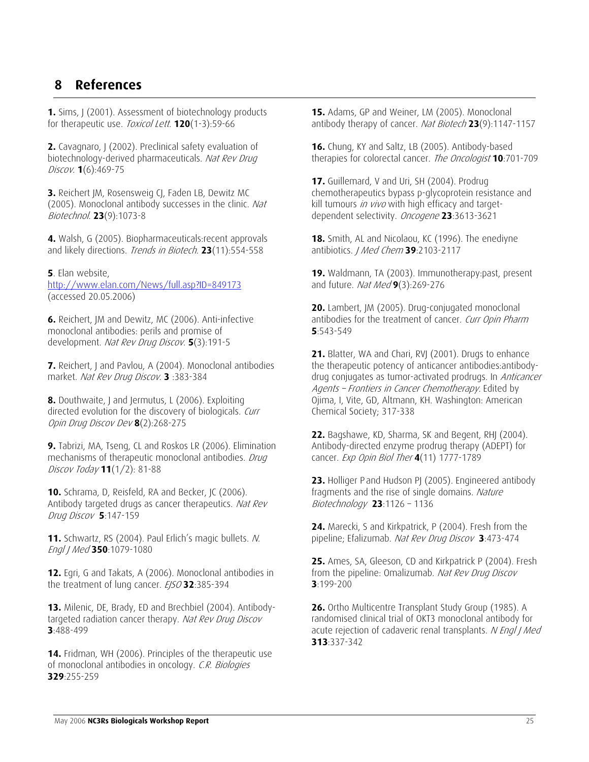# 8 References

**1.** Sims, J (2001). Assessment of biotechnology products for therapeutic use. *Toxicol Lett.* **120**(1-3):59-66

**2.** Cavagnaro, J (2002). Preclinical safety evaluation of biotechnology-derived pharmaceuticals. *Nat Rev Drug Discov.* **1**(6):469-75

**3.** Reichert JM, Rosensweig CJ, Faden LB, Dewitz MC (2005). Monoclonal antibody successes in the clinic. *Nat Biotechnol.* **23**(9):1073-8

**4.** Walsh, G (2005). Biopharmaceuticals:recent approvals and likely directions. *Trends in Biotech.* **23**(11):554-558

**5**. Elan website, http://www.elan.com/News/full.asp?ID=849173 (accessed 20.05.2006)

**6.** Reichert, JM and Dewitz, MC (2006). Anti-infective monoclonal antibodies: perils and promise of development. *Nat Rev Drug Discov.* **5**(3):191-5

**7.** Reichert, J and Pavlou, A (2004). Monoclonal antibodies market. *Nat Rev Drug Discov.* **3** :383-384

**8.** Douthwaite, J and Jermutus, L (2006). Exploiting directed evolution for the discovery of biologicals. *Curr Opin Drug Discov Dev* **8**(2):268-275

**9.** Tabrizi, MA, Tseng, CL and Roskos LR (2006). Elimination mechanisms of therapeutic monoclonal antibodies. *Drug Discov Today* **11**(1/2): 81-88

**10.** Schrama, D, Reisfeld, RA and Becker, JC (2006). Antibody targeted drugs as cancer therapeutics. *Nat Rev Drug Discov* **5**:147-159

**11.** Schwartz, RS (2004). Paul Erlich's magic bullets. *N. Engl J Med* **350**:1079-1080

**12.** Egri, G and Takats, A (2006). Monoclonal antibodies in the treatment of lung cancer. *EJSO* **32**:385-394

**13.** Milenic, DE, Brady, ED and Brechbiel (2004). Antibody-targeted radiation cancer therapy. *Nat Rev Drug Discov* **3**:488-499

**14.** Fridman, WH (2006). Principles of the therapeutic use of monoclonal antibodies in oncology. *C.R. Biologies* **329**:255-259

**15.** Adams, GP and Weiner, LM (2005). Monoclonal antibody therapy of cancer. *Nat Biotech* **23**(9):1147-1157

**16.** Chung, KY and Saltz, LB (2005). Antibody-based therapies for colorectal cancer. *The Oncologist* **10**:701-709

**17.** Guillemard, V and Uri, SH (2004). Prodrug chemotherapeutics bypass p-glycoprotein resistance and kill tumours *in vivo* with high efficacy and target-dependent selectivity. *Oncogene* **23**:3613-3621

**18.** Smith, AL and Nicolaou, KC (1996). The enediyne antibiotics. *J Med Chem* **39**:2103-2117

**19.** Waldmann, TA (2003). Immunotherapy:past, present and future. *Nat Med* **9**(3):269-276

**20.** Lambert, JM (2005). Drug-conjugated monoclonal antibodies for the treatment of cancer. *Curr Opin Pharm* **5**:543-549

**21.** Blatter, WA and Chari, RVJ (2001). Drugs to enhance the therapeutic potency of anticancer antibodies:antibody-drug conjugates as tumor-activated prodrugs. In *Anticancer Agents – Frontiers in Cancer Chemotherapy*. Edited by Ojima, I, Vite, GD, Altmann, KH. Washington: American Chemical Society; 317-338

**22.** Bagshawe, KD, Sharma, SK and Begent, RHJ (2004). Antibody-directed enzyme prodrug therapy (ADEPT) for cancer. *Exp Opin Biol Ther* **4**(11) 1777-1789

**23.** Holliger P and Hudson PJ (2005). Engineered antibody fragments and the rise of single domains. *Nature Biotechnology* **23**:1126 – 1136

**24.** Marecki, S and Kirkpatrick, P (2004). Fresh from the pipeline; Efalizumab. *Nat Rev Drug Discov* **3**:473-474

**25.** Ames, SA, Gleeson, CD and Kirkpatrick P (2004). Fresh from the pipeline: Omalizumab. *Nat Rev Drug Discov* **3**:199-200

**26.** Ortho Multicentre Transplant Study Group (1985). A randomised clinical trial of OKT3 monoclonal antibody for acute rejection of cadaveric renal transplants. *N Engl J Med* **313**:337-342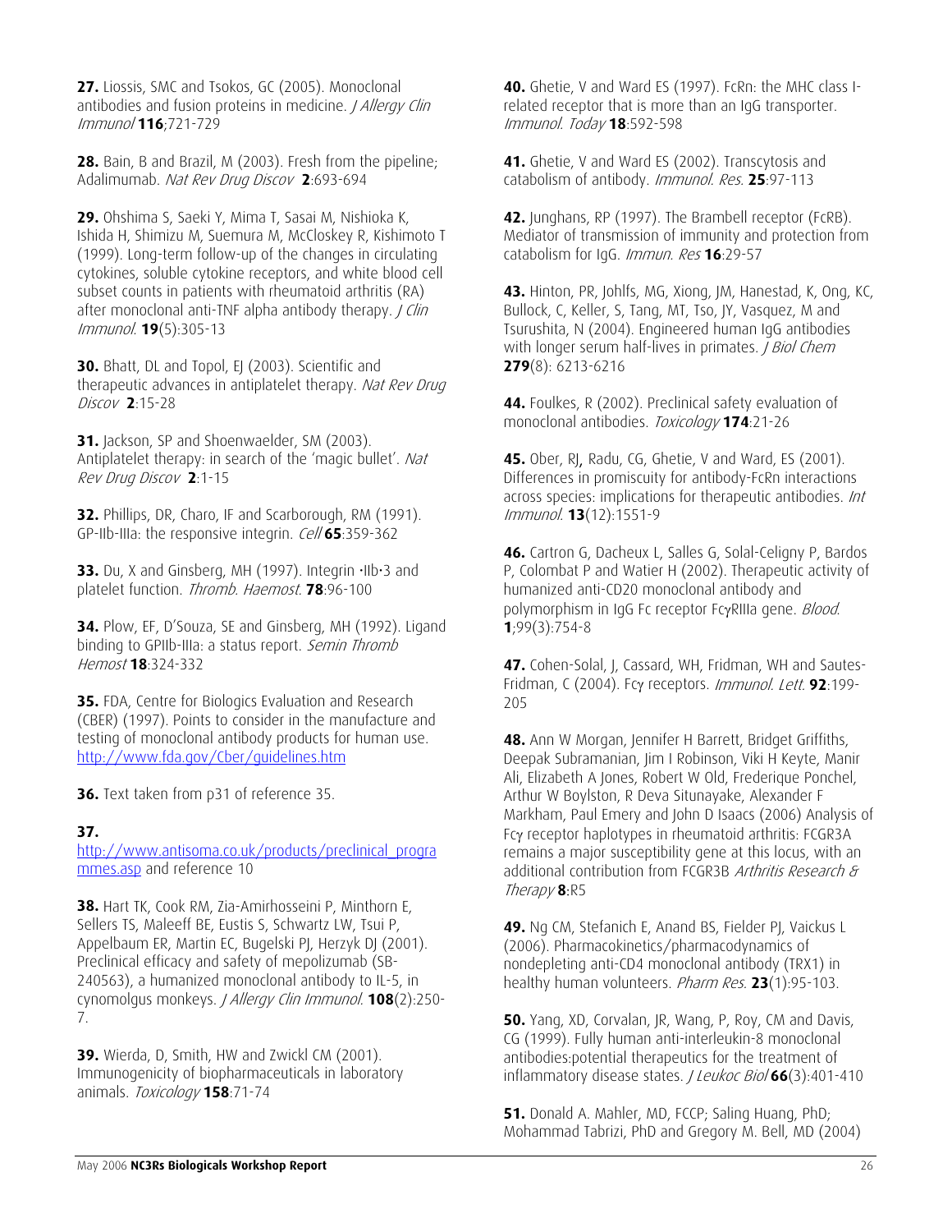**27.** Liossis, SMC and Tsokos, GC (2005). Monoclonal antibodies and fusion proteins in medicine. *J Allergy Clin Immunol* **116**;721-729

**28.** Bain, B and Brazil, M (2003). Fresh from the pipeline; Adalimumab. *Nat Rev Drug Discov* **2**:693-694

**29.** Ohshima S, Saeki Y, Mima T, Sasai M, Nishioka K, Ishida H, Shimizu M, Suemura M, McCloskey R, Kishimoto T (1999). Long-term follow-up of the changes in circulating cytokines, soluble cytokine receptors, and white blood cell subset counts in patients with rheumatoid arthritis (RA) after monoclonal anti-TNF alpha antibody therapy. *J Clin Immunol.* **19**(5):305-13

**30.** Bhatt, DL and Topol, EJ (2003). Scientific and therapeutic advances in antiplatelet therapy. *Nat Rev Drug Discov* **2**:15-28

**31.** Jackson, SP and Shoenwaelder, SM (2003). Antiplatelet therapy: in search of the 'magic bullet'. *Nat Rev Drug Discov* **2**:1-15

**32.** Phillips, DR, Charo, IF and Scarborough, RM (1991). GP-IIb-IIIa: the responsive integrin. *Cell* **65**:359-362

**33.** Du, X and Ginsberg, MH (1997). Integrin •IIb•3 and platelet function. *Thromb. Haemost.* **78**:96-100

**34.** Plow, EF, D'Souza, SE and Ginsberg, MH (1992). Ligand binding to GPIIb-IIIa: a status report. *Semin Thromb Hemost* **18**:324-332

**35.** FDA, Centre for Biologics Evaluation and Research (CBER) (1997). Points to consider in the manufacture and testing of monoclonal antibody products for human use. http://www.fda.gov/Cber/guidelines.htm

**36.** Text taken from p31 of reference 35.

**37.** http://www.antisoma.co.uk/products/preclinical_programmes.asp and reference 10

**38.** Hart TK, Cook RM, Zia-Amirhosseini P, Minthorn E, Sellers TS, Maleeff BE, Eustis S, Schwartz LW, Tsui P, Appelbaum ER, Martin EC, Bugelski PJ, Herzyk DJ (2001). Preclinical efficacy and safety of mepolizumab (SB-240563), a humanized monoclonal antibody to IL-5, in cynomolgus monkeys. *J Allergy Clin Immunol.* **108**(2):250-7.

**39.** Wierda, D, Smith, HW and Zwickl CM (2001). Immunogenicity of biopharmaceuticals in laboratory animals. *Toxicology* **158**:71-74

**40.** Ghetie, V and Ward ES (1997). FcRn: the MHC class I-related receptor that is more than an IgG transporter. *Immunol. Today* **18**:592-598

**41.** Ghetie, V and Ward ES (2002). Transcytosis and catabolism of antibody. *Immunol. Res.* **25**:97-113

**42.** Junghans, RP (1997). The Brambell receptor (FcRB). Mediator of transmission of immunity and protection from catabolism for IgG. *Immun. Res* **16**:29-57

**43.** Hinton, PR, Johlfs, MG, Xiong, JM, Hanestad, K, Ong, KC, Bullock, C, Keller, S, Tang, MT, Tso, JY, Vasquez, M and Tsurushita, N (2004). Engineered human IgG antibodies with longer serum half-lives in primates. *J Biol Chem* **279**(8): 6213-6216

**44.** Foulkes, R (2002). Preclinical safety evaluation of monoclonal antibodies. *Toxicology* **174**:21-26

**45.** Ober, RJ, Radu, CG, Ghetie, V and Ward, ES (2001). Differences in promiscuity for antibody-FcRn interactions across species: implications for therapeutic antibodies. *Int Immunol.* **13**(12):1551-9

**46.** Cartron G, Dacheux L, Salles G, Solal-Celigny P, Bardos P, Colombat P and Watier H (2002). Therapeutic activity of humanized anti-CD20 monoclonal antibody and polymorphism in IgG Fc receptor FcγRIIIa gene. *Blood.* **1**;99(3):754-8

**47.** Cohen-Solal, J, Cassard, WH, Fridman, WH and Sautes-Fridman, C (2004). Fcγ receptors. *Immunol. Lett.* **92**:199-205

**48.** Ann W Morgan, Jennifer H Barrett, Bridget Griffiths, Deepak Subramanian, Jim I Robinson, Viki H Keyte, Manir Ali, Elizabeth A Jones, Robert W Old, Frederique Ponchel, Arthur W Boylston, R Deva Situnayake, Alexander F Markham, Paul Emery and John D Isaacs (2006) Analysis of Fcγ receptor haplotypes in rheumatoid arthritis: FCGR3A remains a major susceptibility gene at this locus, with an additional contribution from FCGR3B *Arthritis Research & Therapy* **8**:R5

**49.** Ng CM, Stefanich E, Anand BS, Fielder PJ, Vaickus L (2006). Pharmacokinetics/pharmacodynamics of nondepleting anti-CD4 monoclonal antibody (TRX1) in healthy human volunteers. *Pharm Res.* **23**(1):95-103.

**50.** Yang, XD, Corvalan, JR, Wang, P, Roy, CM and Davis, CG (1999). Fully human anti-interleukin-8 monoclonal antibodies:potential therapeutics for the treatment of inflammatory disease states. *J Leukoc Biol* **66**(3):401-410

**51.** Donald A. Mahler, MD, FCCP; Saling Huang, PhD; Mohammad Tabrizi, PhD and Gregory M. Bell, MD (2004)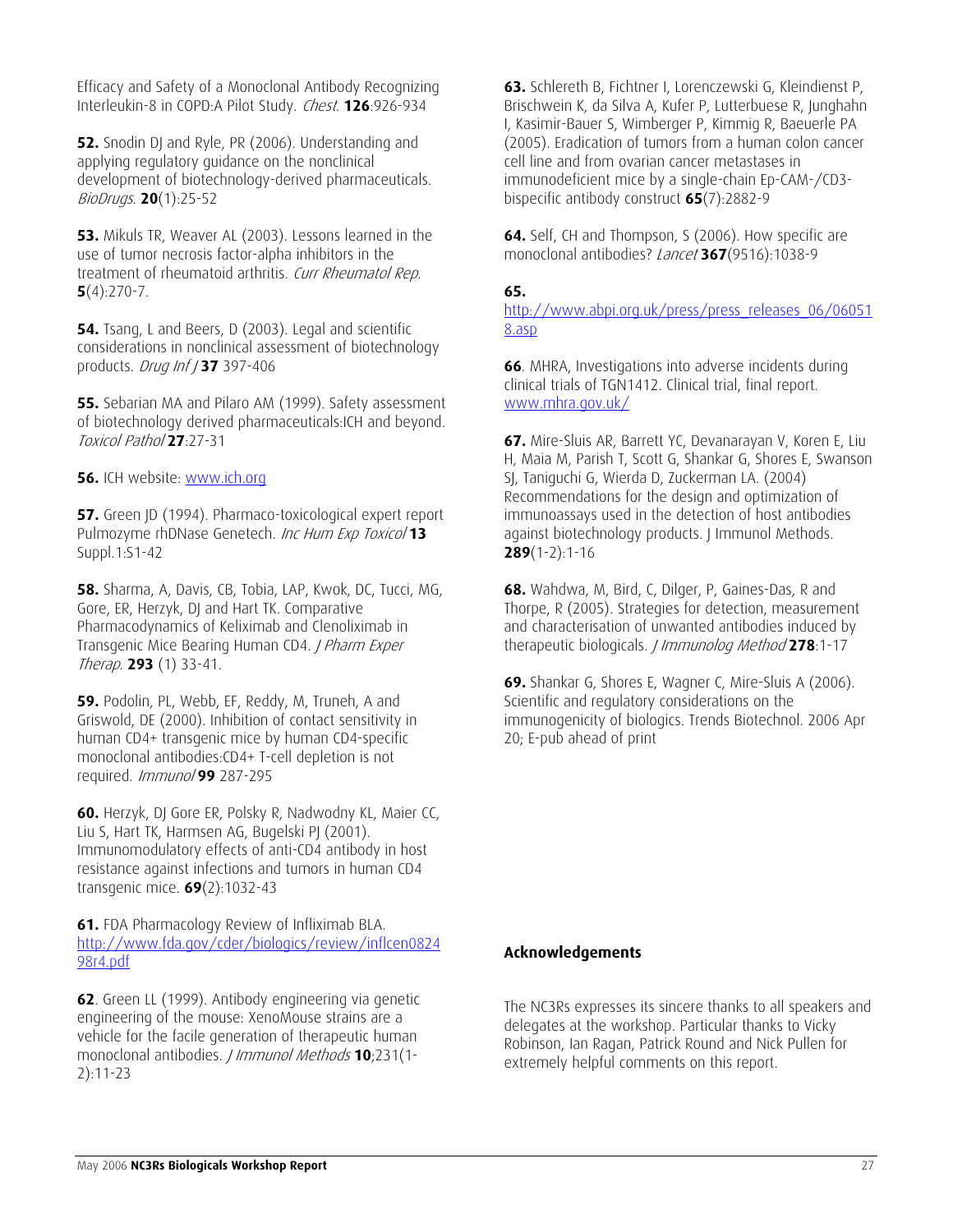Efficacy and Safety of a Monoclonal Antibody Recognizing Interleukin-8 in COPD:A Pilot Study. *Chest*. **126**:926-934

**52.** Snodin DJ and Ryle, PR (2006). Understanding and applying regulatory guidance on the nonclinical development of biotechnology-derived pharmaceuticals. *BioDrugs*. **20**(1):25-52

**53.** Mikuls TR, Weaver AL (2003). Lessons learned in the use of tumor necrosis factor-alpha inhibitors in the treatment of rheumatoid arthritis. *Curr Rheumatol Rep*. **5**(4):270-7.

**54.** Tsang, L and Beers, D (2003). Legal and scientific considerations in nonclinical assessment of biotechnology products. *Drug Inf J* **37** 397-406

**55.** Sebarian MA and Pilaro AM (1999). Safety assessment of biotechnology derived pharmaceuticals:ICH and beyond. *Toxicol Pathol* **27**:27-31

**56.** ICH website: www.ich.org

**57.** Green JD (1994). Pharmaco-toxicological expert report Pulmozyme rhDNase Genetech. *Inc Hum Exp Toxicol* **13** Suppl.1:S1-42

**58.** Sharma, A, Davis, CB, Tobia, LAP, Kwok, DC, Tucci, MG, Gore, ER, Herzyk, DJ and Hart TK. Comparative Pharmacodynamics of Keliximab and Clenoliximab in Transgenic Mice Bearing Human CD4. *J Pharm Exper Therap*. **293** (1) 33-41.

**59.** Podolin, PL, Webb, EF, Reddy, M, Truneh, A and Griswold, DE (2000). Inhibition of contact sensitivity in human CD4+ transgenic mice by human CD4-specific monoclonal antibodies:CD4+ T-cell depletion is not required. *Immunol* **99** 287-295

**60.** Herzyk, DJ Gore ER, Polsky R, Nadwodny KL, Maier CC, Liu S, Hart TK, Harmsen AG, Bugelski PJ (2001). Immunomodulatory effects of anti-CD4 antibody in host resistance against infections and tumors in human CD4 transgenic mice. **69**(2):1032-43

**61.** FDA Pharmacology Review of Infliximab BLA. http://www.fda.gov/cder/biologics/review/inflcen082498r4.pdf

**62**. Green LL (1999). Antibody engineering via genetic engineering of the mouse: XenoMouse strains are a vehicle for the facile generation of therapeutic human monoclonal antibodies. *J Immunol Methods* **10**;231(1-2):11-23

**63.** Schlereth B, Fichtner I, Lorenczewski G, Kleindienst P, Brischwein K, da Silva A, Kufer P, Lutterbuese R, Junghahn I, Kasimir-Bauer S, Wimberger P, Kimmig R, Baeuerle PA (2005). Eradication of tumors from a human colon cancer cell line and from ovarian cancer metastases in immunodeficient mice by a single-chain Ep-CAM-/CD3-bispecific antibody construct **65**(7):2882-9

**64.** Self, CH and Thompson, S (2006). How specific are monoclonal antibodies? *Lancet* **367**(9516):1038-9

**65.** http://www.abpi.org.uk/press/press_releases_06/060518.asp

**66**. MHRA, Investigations into adverse incidents during clinical trials of TGN1412. Clinical trial, final report. www.mhra.gov.uk/

**67.** Mire-Sluis AR, Barrett YC, Devanarayan V, Koren E, Liu H, Maia M, Parish T, Scott G, Shankar G, Shores E, Swanson SJ, Taniguchi G, Wierda D, Zuckerman LA. (2004) Recommendations for the design and optimization of immunoassays used in the detection of host antibodies against biotechnology products. J Immunol Methods. **289**(1-2):1-16

**68.** Wahdwa, M, Bird, C, Dilger, P, Gaines-Das, R and Thorpe, R (2005). Strategies for detection, measurement and characterisation of unwanted antibodies induced by therapeutic biologicals. *J Immunolog Method* **278**:1-17

**69.** Shankar G, Shores E, Wagner C, Mire-Sluis A (2006). Scientific and regulatory considerations on the immunogenicity of biologics. Trends Biotechnol. 2006 Apr 20; E-pub ahead of print

### Acknowledgements

The NC3Rs expresses its sincere thanks to all speakers and delegates at the workshop. Particular thanks to Vicky Robinson, Ian Ragan, Patrick Round and Nick Pullen for extremely helpful comments on this report.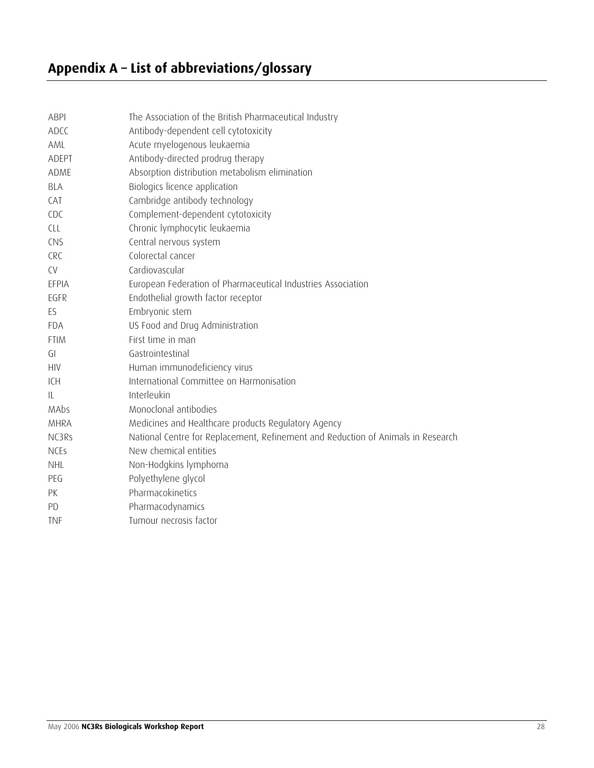# Appendix A – List of abbreviations/glossary

| | |
|---|---|
| ABPI | The Association of the British Pharmaceutical Industry |
| ADCC | Antibody-dependent cell cytotoxicity |
| AML | Acute myelogenous leukaemia |
| ADEPT | Antibody-directed prodrug therapy |
| ADME | Absorption distribution metabolism elimination |
| BLA | Biologics licence application |
| CAT | Cambridge antibody technology |
| CDC | Complement-dependent cytotoxicity |
| CLL | Chronic lymphocytic leukaemia |
| CNS | Central nervous system |
| CRC | Colorectal cancer |
| CV | Cardiovascular |
| EFPIA | European Federation of Pharmaceutical Industries Association |
| EGFR | Endothelial growth factor receptor |
| ES | Embryonic stem |
| FDA | US Food and Drug Administration |
| FTIM | First time in man |
| GI | Gastrointestinal |
| HIV | Human immunodeficiency virus |
| ICH | International Committee on Harmonisation |
| IL | Interleukin |
| MAbs | Monoclonal antibodies |
| MHRA | Medicines and Healthcare products Regulatory Agency |
| NC3Rs | National Centre for Replacement, Refinement and Reduction of Animals in Research |
| NCEs | New chemical entities |
| NHL | Non-Hodgkins lymphoma |
| PEG | Polyethylene glycol |
| PK | Pharmacokinetics |
| PD | Pharmacodynamics |
| TNF | Tumour necrosis factor |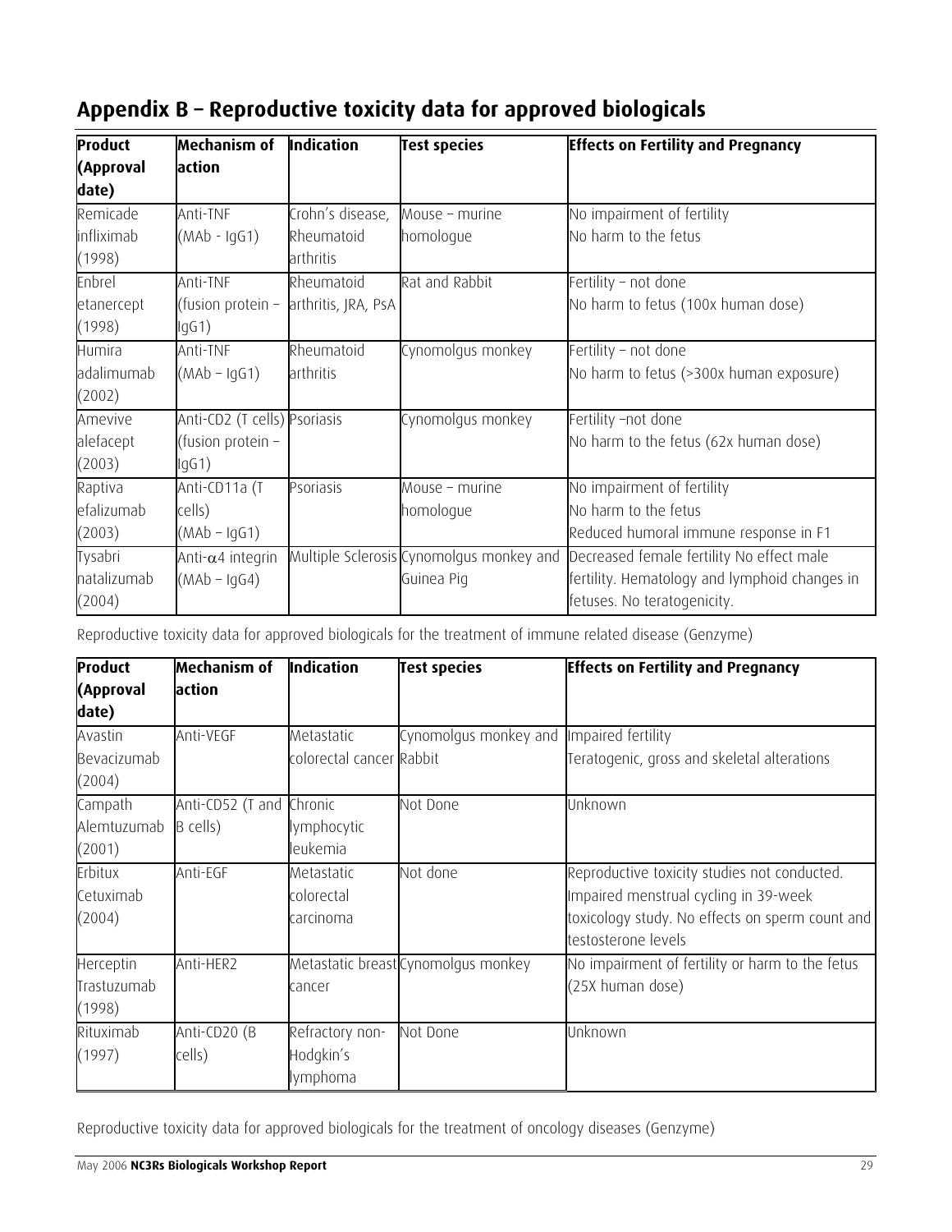# Appendix B – Reproductive toxicity data for approved biologicals

| Product (Approval date) | Mechanism of action | Indication | Test species | Effects on Fertility and Pregnancy |
|---|---|---|---|---|
| Remicade infliximab (1998) | Anti-TNF (MAb - IgG1) | Crohn's disease, Rheumatoid arthritis | Mouse – murine homologue | No impairment of fertility<br>No harm to the fetus |
| Enbrel etanercept (1998) | Anti-TNF (fusion protein – IgG1) | Rheumatoid arthritis, JRA, PsA | Rat and Rabbit | Fertility – not done<br>No harm to fetus (100x human dose) |
| Humira adalimumab (2002) | Anti-TNF (MAb – IgG1) | Rheumatoid arthritis | Cynomolgus monkey | Fertility – not done<br>No harm to fetus (>300x human exposure) |
| Amevive alefacept (2003) | Anti-CD2 (T cells) (fusion protein – IgG1) | Psoriasis | Cynomolgus monkey | Fertility –not done<br>No harm to the fetus (62x human dose) |
| Raptiva efalizumab (2003) | Anti-CD11a (T cells) (MAb – IgG1) | Psoriasis | Mouse – murine homologue | No impairment of fertility<br>No harm to the fetus<br>Reduced humoral immune response in F1 |
| Tysabri natalizumab (2004) | Anti-$\alpha$4 integrin (MAb – IgG4) | Multiple Sclerosis | Cynomolgus monkey and Guinea Pig | Decreased female fertility No effect male fertility. Hematology and lymphoid changes in fetuses. No teratogenicity. |

Reproductive toxicity data for approved biologicals for the treatment of immune related disease (Genzyme)

| Product (Approval date) | Mechanism of action | Indication | Test species | Effects on Fertility and Pregnancy |
|---|---|---|---|---|
| Avastin Bevacizumab (2004) | Anti-VEGF | Metastatic colorectal cancer | Cynomolgus monkey and Rabbit | Impaired fertility<br>Teratogenic, gross and skeletal alterations |
| Campath Alemtuzumab (2001) | Anti-CD52 (T and B cells) | Chronic lymphocytic leukemia | Not Done | Unknown |
| Erbitux Cetuximab (2004) | Anti-EGF | Metastatic colorectal carcinoma | Not done | Reproductive toxicity studies not conducted. Impaired menstrual cycling in 39-week toxicology study. No effects on sperm count and testosterone levels |
| Herceptin Trastuzumab (1998) | Anti-HER2 | Metastatic breast cancer | Cynomolgus monkey | No impairment of fertility or harm to the fetus (25X human dose) |
| Rituximab (1997) | Anti-CD20 (B cells) | Refractory non-Hodgkin's lymphoma | Not Done | Unknown |

Reproductive toxicity data for approved biologicals for the treatment of oncology diseases (Genzyme)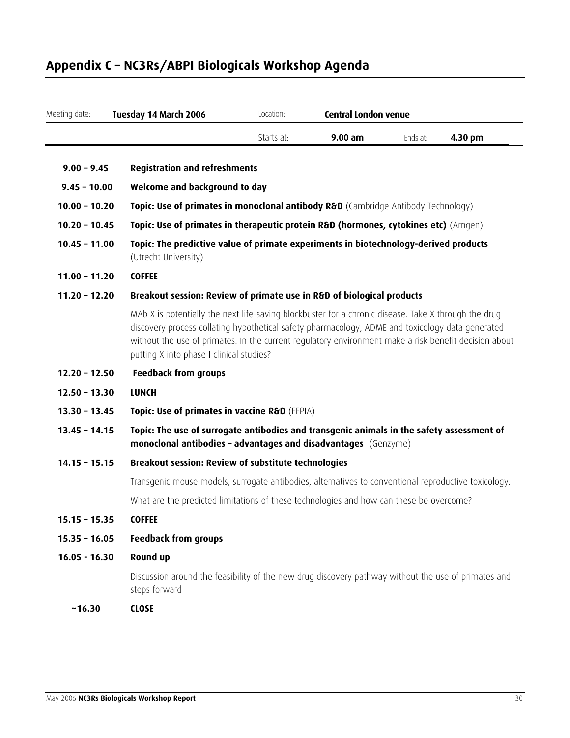## Appendix C – NC3Rs/ABPI Biologicals Workshop Agenda

| | | | | | |
|---|---|---|---|---|---|
| Meeting date: | **Tuesday 14 March 2006** | Location: | **Central London venue** | | |
| | | Starts at: | **9.00 am** | Ends at: | **4.30 pm** |

**9.00 – 9.45** **Registration and refreshments**

**9.45 – 10.00** **Welcome and background to day**

**10.00 – 10.20** **Topic: Use of primates in monoclonal antibody R&D** (Cambridge Antibody Technology)

**10.20 – 10.45** **Topic: Use of primates in therapeutic protein R&D (hormones, cytokines etc)** (Amgen)

**10.45 – 11.00** **Topic: The predictive value of primate experiments in biotechnology-derived products** (Utrecht University)

**11.00 – 11.20** **COFFEE**

**11.20 – 12.20** **Breakout session: Review of primate use in R&D of biological products**

MAb X is potentially the next life-saving blockbuster for a chronic disease. Take X through the drug discovery process collating hypothetical safety pharmacology, ADME and toxicology data generated without the use of primates. In the current regulatory environment make a risk benefit decision about putting X into phase I clinical studies?

**12.20 – 12.50** **Feedback from groups**

**12.50 – 13.30** **LUNCH**

**13.30 – 13.45** **Topic: Use of primates in vaccine R&D** (EFPIA)

**13.45 – 14.15** **Topic: The use of surrogate antibodies and transgenic animals in the safety assessment of monoclonal antibodies – advantages and disadvantages** (Genzyme)

**14.15 – 15.15** **Breakout session: Review of substitute technologies**

Transgenic mouse models, surrogate antibodies, alternatives to conventional reproductive toxicology.

What are the predicted limitations of these technologies and how can these be overcome?

**15.15 – 15.35** **COFFEE**

**15.35 – 16.05** **Feedback from groups**

**16.05 - 16.30** **Round up**

Discussion around the feasibility of the new drug discovery pathway without the use of primates and steps forward

**~16.30** **CLOSE**